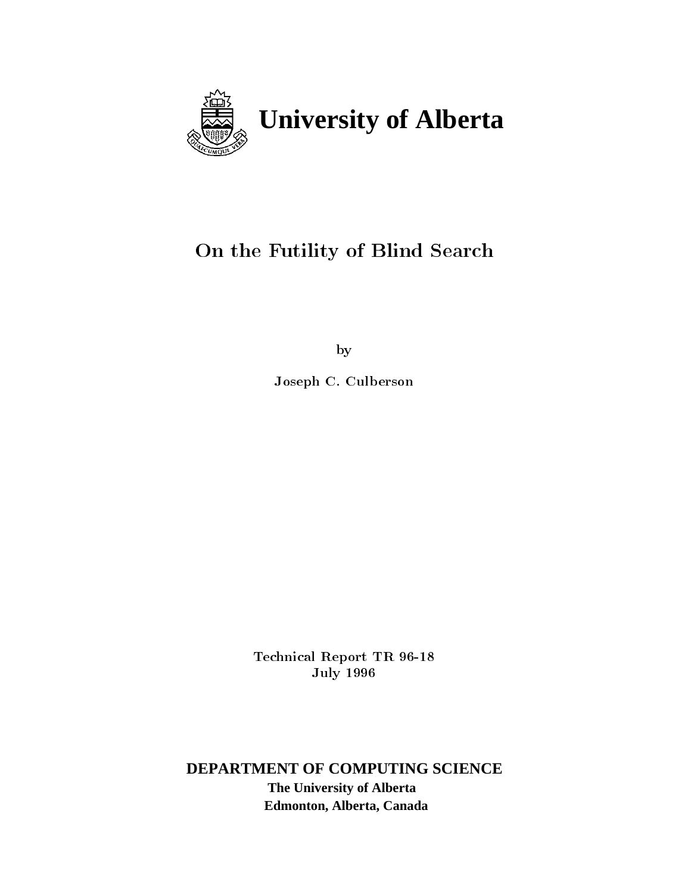**University of Alberta**

# On the Futility of Blind Search

by

Joseph C. Culberson

Technical Report TR 96-18
July 1996

**DEPARTMENT OF COMPUTING SCIENCE**
**The University of Alberta**
**Edmonton, Alberta, Canada**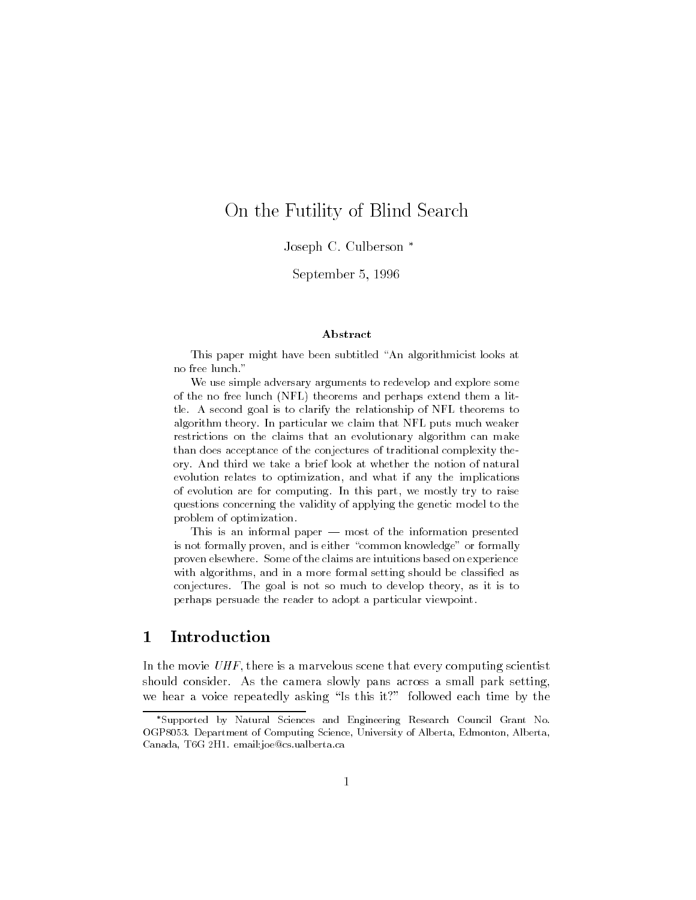# On the Futility of Blind Search

Joseph C. Culberson *

September 5, 1996

### Abstract

This paper might have been subtitled "An algorithmicist looks at no free lunch."

We use simple adversary arguments to redevelop and explore some of the no free lunch (NFL) theorems and perhaps extend them a little. A second goal is to clarify the relationship of NFL theorems to algorithm theory. In particular we claim that NFL puts much weaker restrictions on the claims that an evolutionary algorithm can make than does acceptance of the conjectures of traditional complexity theory. And third we take a brief look at whether the notion of natural evolution relates to optimization, and what if any the implications of evolution are for computing. In this part, we mostly try to raise questions concerning the validity of applying the genetic model to the problem of optimization.

This is an informal paper — most of the information presented is not formally proven, and is either "common knowledge" or formally proven elsewhere. Some of the claims are intuitions based on experience with algorithms, and in a more formal setting should be classified as conjectures. The goal is not so much to develop theory, as it is to perhaps persuade the reader to adopt a particular viewpoint.

## 1 Introduction

In the movie *UHF*, there is a marvelous scene that every computing scientist should consider. As the camera slowly pans across a small park setting, we hear a voice repeatedly asking "Is this it?" followed each time by the

---

*Supported by Natural Sciences and Engineering Research Council Grant No. OGP8053. Department of Computing Science, University of Alberta, Edmonton, Alberta, Canada, T6G 2H1. email:joe@cs.ualberta.ca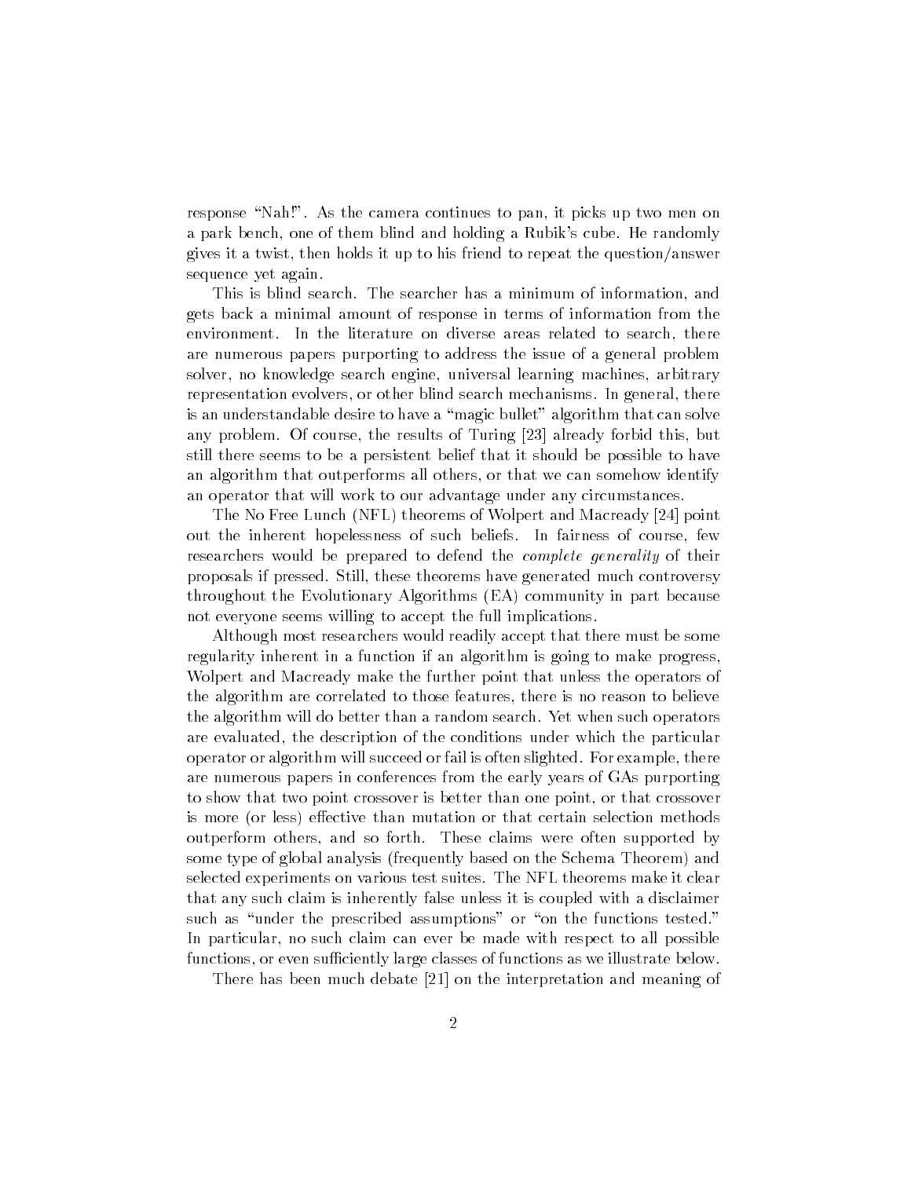response "Nah!". As the camera continues to pan, it picks up two men on a park bench, one of them blind and holding a Rubik's cube. He randomly gives it a twist, then holds it up to his friend to repeat the question/answer sequence yet again.

This is blind search. The searcher has a minimum of information, and gets back a minimal amount of response in terms of information from the environment. In the literature on diverse areas related to search, there are numerous papers purporting to address the issue of a general problem solver, no knowledge search engine, universal learning machines, arbitrary representation evolvers, or other blind search mechanisms. In general, there is an understandable desire to have a "magic bullet" algorithm that can solve any problem. Of course, the results of Turing [23] already forbid this, but still there seems to be a persistent belief that it should be possible to have an algorithm that outperforms all others, or that we can somehow identify an operator that will work to our advantage under any circumstances.

The No Free Lunch (NFL) theorems of Wolpert and Macready [24] point out the inherent hopelessness of such beliefs. In fairness of course, few researchers would be prepared to defend the *complete generality* of their proposals if pressed. Still, these theorems have generated much controversy throughout the Evolutionary Algorithms (EA) community in part because not everyone seems willing to accept the full implications.

Although most researchers would readily accept that there must be some regularity inherent in a function if an algorithm is going to make progress, Wolpert and Macready make the further point that unless the operators of the algorithm are correlated to those features, there is no reason to believe the algorithm will do better than a random search. Yet when such operators are evaluated, the description of the conditions under which the particular operator or algorithm will succeed or fail is often slighted. For example, there are numerous papers in conferences from the early years of GAs purporting to show that two point crossover is better than one point, or that crossover is more (or less) effective than mutation or that certain selection methods outperform others, and so forth. These claims were often supported by some type of global analysis (frequently based on the Schema Theorem) and selected experiments on various test suites. The NFL theorems make it clear that any such claim is inherently false unless it is coupled with a disclaimer such as "under the prescribed assumptions" or "on the functions tested." In particular, no such claim can ever be made with respect to all possible functions, or even sufficiently large classes of functions as we illustrate below.

There has been much debate [21] on the interpretation and meaning of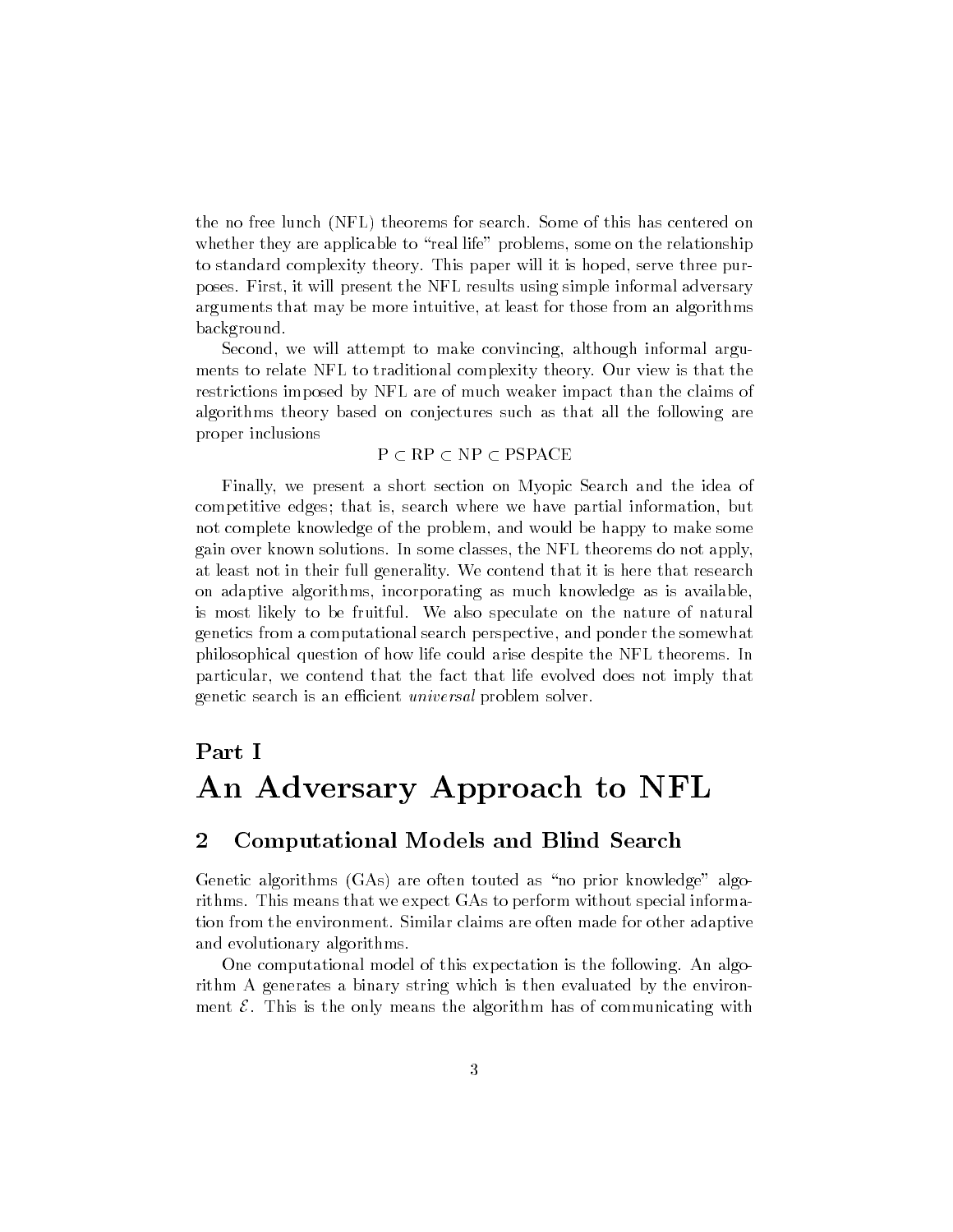the no free lunch (NFL) theorems for search. Some of this has centered on whether they are applicable to "real life" problems, some on the relationship to standard complexity theory. This paper will it is hoped, serve three purposes. First, it will present the NFL results using simple informal adversary arguments that may be more intuitive, at least for those from an algorithms background.

Second, we will attempt to make convincing, although informal arguments to relate NFL to traditional complexity theory. Our view is that the restrictions imposed by NFL are of much weaker impact than the claims of algorithms theory based on conjectures such as that all the following are proper inclusions

$$\mathrm{P} \subset \mathrm{RP} \subset \mathrm{NP} \subset \mathrm{PSPACE}$$

Finally, we present a short section on Myopic Search and the idea of competitive edges; that is, search where we have partial information, but not complete knowledge of the problem, and would be happy to make some gain over known solutions. In some classes, the NFL theorems do not apply, at least not in their full generality. We contend that it is here that research on adaptive algorithms, incorporating as much knowledge as is available, is most likely to be fruitful. We also speculate on the nature of natural genetics from a computational search perspective, and ponder the somewhat philosophical question of how life could arise despite the NFL theorems. In particular, we contend that the fact that life evolved does not imply that genetic search is an efficient *universal* problem solver.

# Part I

# An Adversary Approach to NFL

## 2 Computational Models and Blind Search

Genetic algorithms (GAs) are often touted as "no prior knowledge" algorithms. This means that we expect GAs to perform without special information from the environment. Similar claims are often made for other adaptive and evolutionary algorithms.

One computational model of this expectation is the following. An algorithm A generates a binary string which is then evaluated by the environment $\mathcal{E}$. This is the only means the algorithm has of communicating with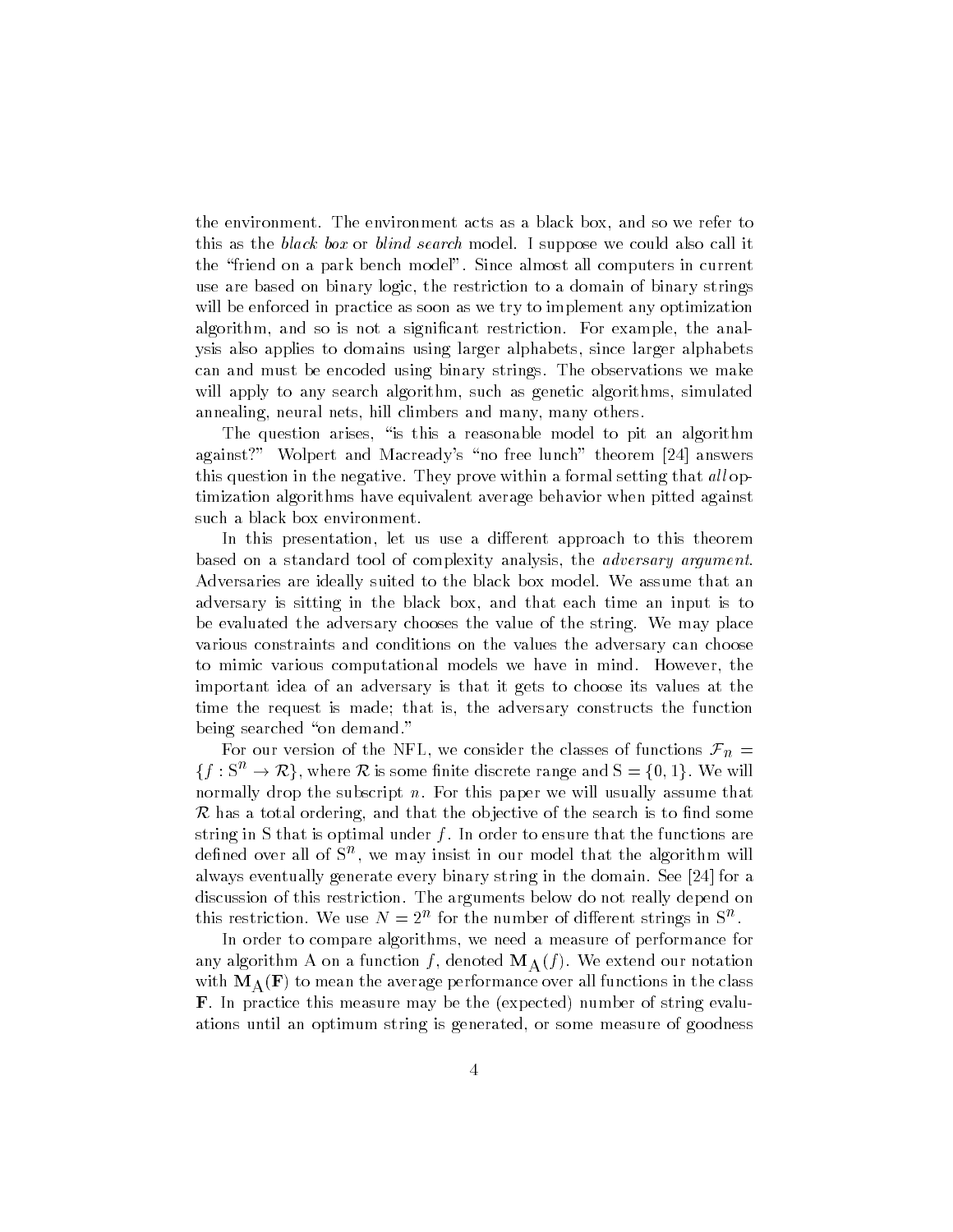the environment. The environment acts as a black box, and so we refer to this as the *black box* or *blind search* model. I suppose we could also call it the "friend on a park bench model". Since almost all computers in current use are based on binary logic, the restriction to a domain of binary strings will be enforced in practice as soon as we try to implement any optimization algorithm, and so is not a significant restriction. For example, the analysis also applies to domains using larger alphabets, since larger alphabets can and must be encoded using binary strings. The observations we make will apply to any search algorithm, such as genetic algorithms, simulated annealing, neural nets, hill climbers and many, many others.

The question arises, "is this a reasonable model to pit an algorithm against?" Wolpert and Macready's "no free lunch" theorem [24] answers this question in the negative. They prove within a formal setting that *all* optimization algorithms have equivalent average behavior when pitted against such a black box environment.

In this presentation, let us use a different approach to this theorem based on a standard tool of complexity analysis, the *adversary argument*. Adversaries are ideally suited to the black box model. We assume that an adversary is sitting in the black box, and that each time an input is to be evaluated the adversary chooses the value of the string. We may place various constraints and conditions on the values the adversary can choose to mimic various computational models we have in mind. However, the important idea of an adversary is that it gets to choose its values at the time the request is made; that is, the adversary constructs the function being searched "on demand."

For our version of the NFL, we consider the classes of functions $\mathcal{F}_n = \{f : \mathrm{S}^n \to \mathcal{R}\}$, where $\mathcal{R}$ is some finite discrete range and $\mathrm{S} = \{0, 1\}$. We will normally drop the subscript $n$. For this paper we will usually assume that $\mathcal{R}$ has a total ordering, and that the objective of the search is to find some string in S that is optimal under $f$. In order to ensure that the functions are defined over all of $\mathrm{S}^n$, we may insist in our model that the algorithm will always eventually generate every binary string in the domain. See [24] for a discussion of this restriction. The arguments below do not really depend on this restriction. We use $N = 2^n$ for the number of different strings in $\mathrm{S}^n$.

In order to compare algorithms, we need a measure of performance for any algorithm A on a function $f$, denoted $\mathbf{M}_{\mathrm{A}}(f)$. We extend our notation with $\mathbf{M}_{\mathrm{A}}(\mathbf{F})$ to mean the average performance over all functions in the class $\mathbf{F}$. In practice this measure may be the (expected) number of string evaluations until an optimum string is generated, or some measure of goodness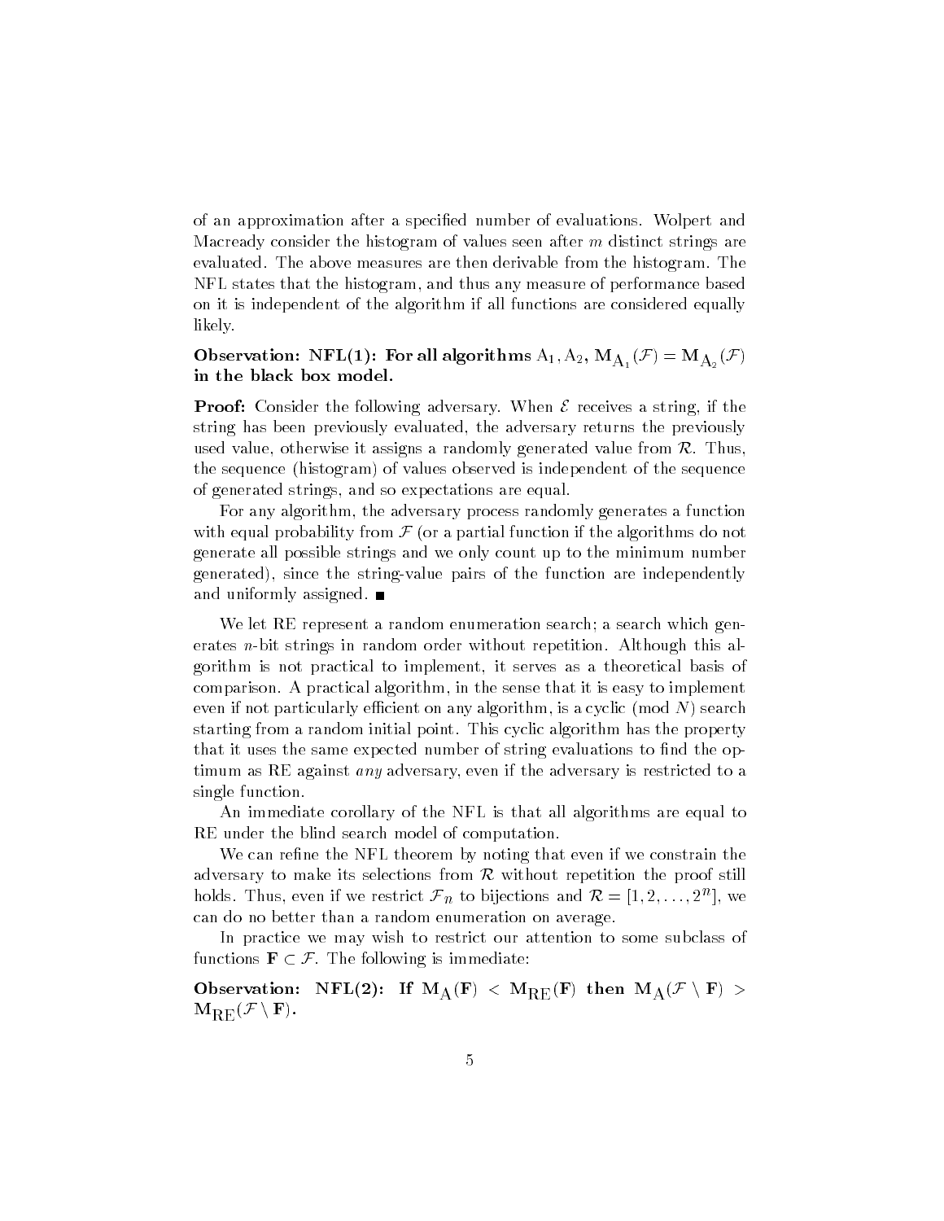of an approximation after a specified number of evaluations. Wolpert and Macready consider the histogram of values seen after $m$ distinct strings are evaluated. The above measures are then derivable from the histogram. The NFL states that the histogram, and thus any measure of performance based on it is independent of the algorithm if all functions are considered equally likely.

**Observation: NFL(1): For all algorithms $\mathrm{A}_1, \mathrm{A}_2$, $\mathbf{M}_{\mathrm{A}_1}(\mathcal{F}) = \mathbf{M}_{\mathrm{A}_2}(\mathcal{F})$ in the black box model.**

**Proof:** Consider the following adversary. When $\mathcal{E}$ receives a string, if the string has been previously evaluated, the adversary returns the previously used value, otherwise it assigns a randomly generated value from $\mathcal{R}$. Thus, the sequence (histogram) of values observed is independent of the sequence of generated strings, and so expectations are equal.

For any algorithm, the adversary process randomly generates a function with equal probability from $\mathcal{F}$ (or a partial function if the algorithms do not generate all possible strings and we only count up to the minimum number generated), since the string-value pairs of the function are independently and uniformly assigned. ∎

We let RE represent a random enumeration search; a search which generates $n$-bit strings in random order without repetition. Although this algorithm is not practical to implement, it serves as a theoretical basis of comparison. A practical algorithm, in the sense that it is easy to implement even if not particularly efficient on any algorithm, is a cyclic (mod $N$) search starting from a random initial point. This cyclic algorithm has the property that it uses the same expected number of string evaluations to find the optimum as RE against *any* adversary, even if the adversary is restricted to a single function.

An immediate corollary of the NFL is that all algorithms are equal to RE under the blind search model of computation.

We can refine the NFL theorem by noting that even if we constrain the adversary to make its selections from $\mathcal{R}$ without repetition the proof still holds. Thus, even if we restrict $\mathcal{F}_n$ to bijections and $\mathcal{R} = [1, 2, \ldots, 2^n]$, we can do no better than a random enumeration on average.

In practice we may wish to restrict our attention to some subclass of functions $\mathbf{F} \subset \mathcal{F}$. The following is immediate:

**Observation: NFL(2): If $\mathbf{M}_{\mathrm{A}}(\mathbf{F}) < \mathbf{M}_{\mathrm{RE}}(\mathbf{F})$ then $\mathbf{M}_{\mathrm{A}}(\mathcal{F} \setminus \mathbf{F}) > \mathbf{M}_{\mathrm{RE}}(\mathcal{F} \setminus \mathbf{F})$.**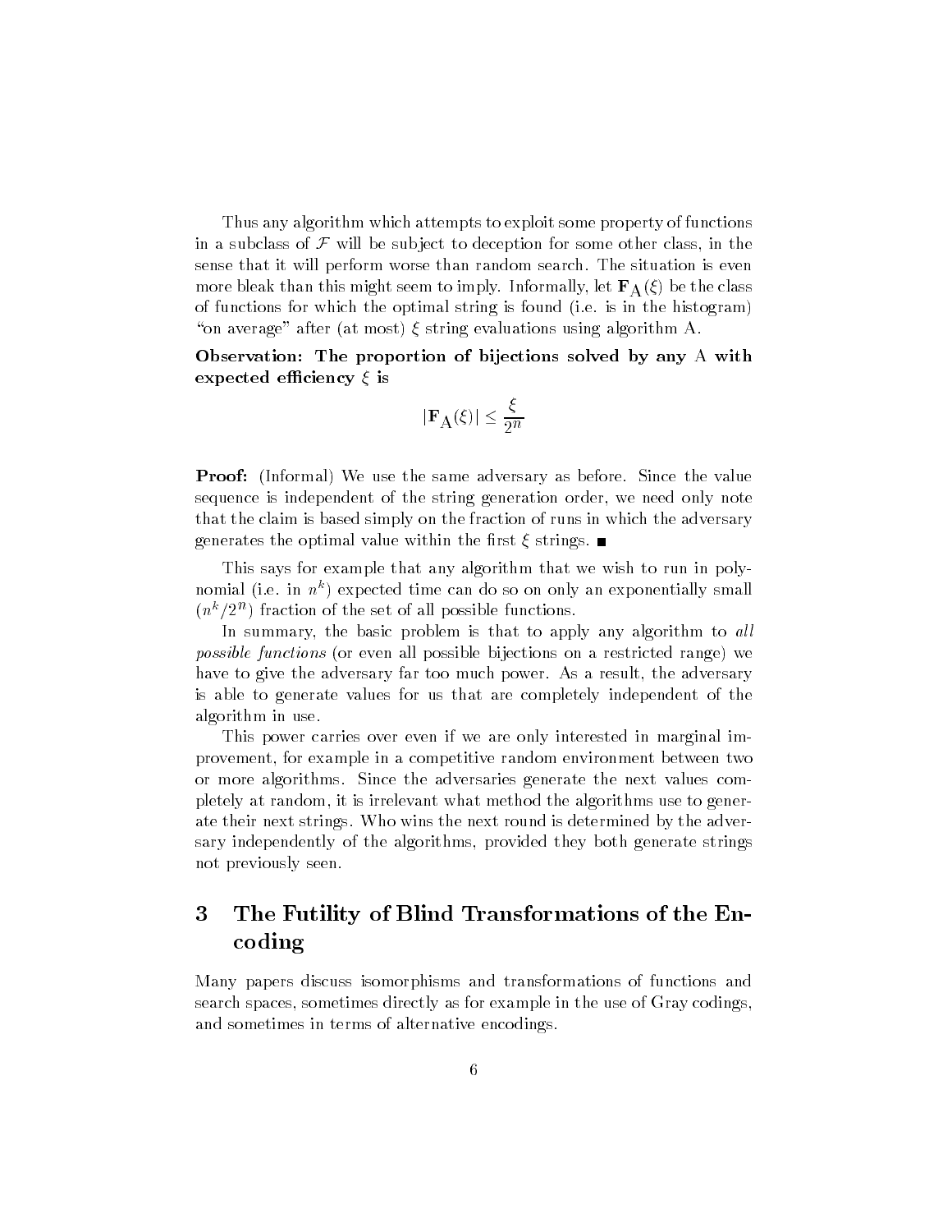Thus any algorithm which attempts to exploit some property of functions in a subclass of $\mathcal{F}$ will be subject to deception for some other class, in the sense that it will perform worse than random search. The situation is even more bleak than this might seem to imply. Informally, let $\mathbf{F}_{\mathrm{A}}(\xi)$ be the class of functions for which the optimal string is found (i.e. is in the histogram) "on average" after (at most) $\xi$ string evaluations using algorithm A.

**Observation: The proportion of bijections solved by any A with expected efficiency $\xi$ is**

$$|\mathbf{F}_{\mathrm{A}}(\xi)| \leq \frac{\xi}{2^n}$$

**Proof:** (Informal) We use the same adversary as before. Since the value sequence is independent of the string generation order, we need only note that the claim is based simply on the fraction of runs in which the adversary generates the optimal value within the first $\xi$ strings. ∎

This says for example that any algorithm that we wish to run in polynomial (i.e. in $n^k$) expected time can do so on only an exponentially small $(n^k/2^n)$ fraction of the set of all possible functions.

In summary, the basic problem is that to apply any algorithm to *all possible functions* (or even all possible bijections on a restricted range) we have to give the adversary far too much power. As a result, the adversary is able to generate values for us that are completely independent of the algorithm in use.

This power carries over even if we are only interested in marginal improvement, for example in a competitive random environment between two or more algorithms. Since the adversaries generate the next values completely at random, it is irrelevant what method the algorithms use to generate their next strings. Who wins the next round is determined by the adversary independently of the algorithms, provided they both generate strings not previously seen.

## 3 The Futility of Blind Transformations of the Encoding

Many papers discuss isomorphisms and transformations of functions and search spaces, sometimes directly as for example in the use of Gray codings, and sometimes in terms of alternative encodings.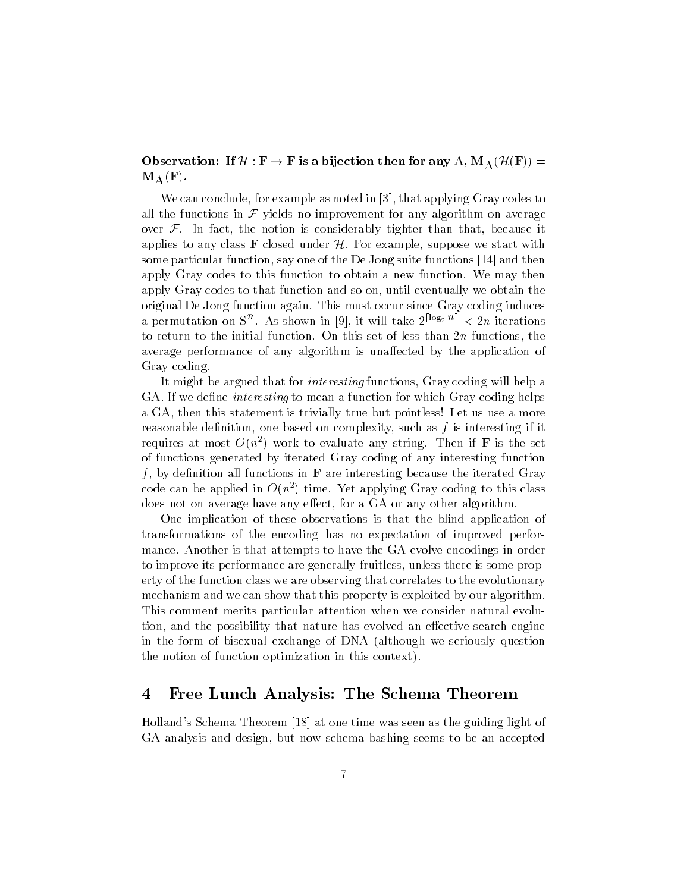**Observation: If $\mathcal{H} : \mathbf{F} \rightarrow \mathbf{F}$ is a bijection then for any $\mathrm{A}$, $\mathrm{M}_{\mathrm{A}}(\mathcal{H}(\mathbf{F})) = \mathrm{M}_{\mathrm{A}}(\mathbf{F})$.**

We can conclude, for example as noted in [3], that applying Gray codes to all the functions in $\mathcal{F}$ yields no improvement for any algorithm on average over $\mathcal{F}$. In fact, the notion is considerably tighter than that, because it applies to any class $\mathbf{F}$ closed under $\mathcal{H}$. For example, suppose we start with some particular function, say one of the De Jong suite functions [14] and then apply Gray codes to this function to obtain a new function. We may then apply Gray codes to that function and so on, until eventually we obtain the original De Jong function again. This must occur since Gray coding induces a permutation on $\mathrm{S}^n$. As shown in [9], it will take $2^{\lceil \log_2 n \rceil} < 2n$ iterations to return to the initial function. On this set of less than $2n$ functions, the average performance of any algorithm is unaffected by the application of Gray coding.

It might be argued that for *interesting* functions, Gray coding will help a GA. If we define *interesting* to mean a function for which Gray coding helps a GA, then this statement is trivially true but pointless! Let us use a more reasonable definition, one based on complexity, such as $f$ is interesting if it requires at most $O(n^2)$ work to evaluate any string. Then if $\mathbf{F}$ is the set of functions generated by iterated Gray coding of any interesting function $f$, by definition all functions in $\mathbf{F}$ are interesting because the iterated Gray code can be applied in $O(n^2)$ time. Yet applying Gray coding to this class does not on average have any effect, for a GA or any other algorithm.

One implication of these observations is that the blind application of transformations of the encoding has no expectation of improved performance. Another is that attempts to have the GA evolve encodings in order to improve its performance are generally fruitless, unless there is some property of the function class we are observing that correlates to the evolutionary mechanism and we can show that this property is exploited by our algorithm. This comment merits particular attention when we consider natural evolution, and the possibility that nature has evolved an effective search engine in the form of bisexual exchange of DNA (although we seriously question the notion of function optimization in this context).

## 4 Free Lunch Analysis: The Schema Theorem

Holland's Schema Theorem [18] at one time was seen as the guiding light of GA analysis and design, but now schema-bashing seems to be an accepted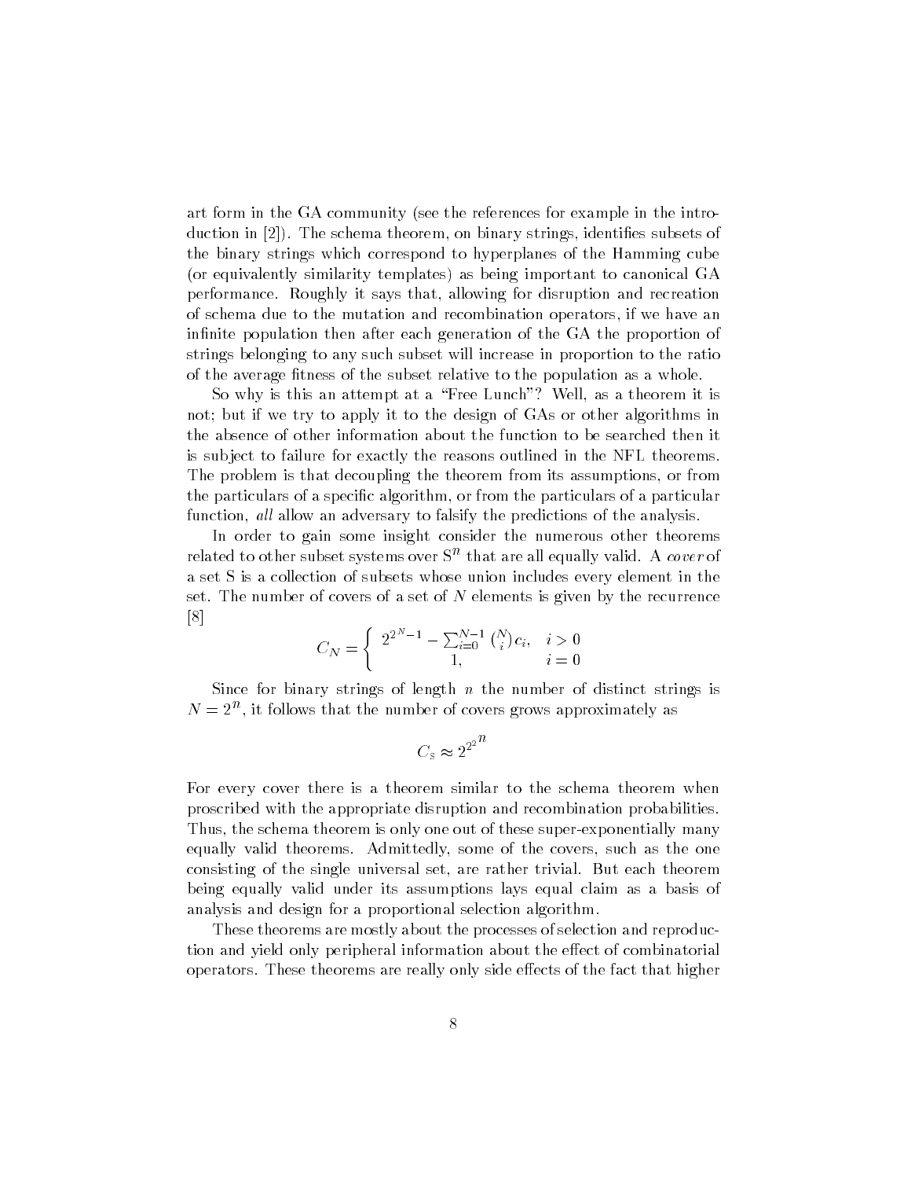art form in the GA community (see the references for example in the introduction in [2]). The schema theorem, on binary strings, identifies subsets of the binary strings which correspond to hyperplanes of the Hamming cube (or equivalently similarity templates) as being important to canonical GA performance. Roughly it says that, allowing for disruption and recreation of schema due to the mutation and recombination operators, if we have an infinite population then after each generation of the GA the proportion of strings belonging to any such subset will increase in proportion to the ratio of the average fitness of the subset relative to the population as a whole.

So why is this an attempt at a "Free Lunch"? Well, as a theorem it is not; but if we try to apply it to the design of GAs or other algorithms in the absence of other information about the function to be searched then it is subject to failure for exactly the reasons outlined in the NFL theorems. The problem is that decoupling the theorem from its assumptions, or from the particulars of a specific algorithm, or from the particulars of a particular function, *all* allow an adversary to falsify the predictions of the analysis.

In order to gain some insight consider the numerous other theorems related to other subset systems over $\mathrm{S}^n$ that are all equally valid. A *cover* of a set S is a collection of subsets whose union includes every element in the set. The number of covers of a set of $N$ elements is given by the recurrence [8]

$$C_N = \begin{cases} 2^{2^N - 1} - \sum_{i=0}^{N-1} \binom{N}{i} c_i, & i > 0 \\ 1, & i = 0 \end{cases}$$

Since for binary strings of length $n$ the number of distinct strings is $N = 2^n$, it follows that the number of covers grows approximately as

$$C_{\mathrm{S}} \approx 2^{2^{2^n}}$$

For every cover there is a theorem similar to the schema theorem when proscribed with the appropriate disruption and recombination probabilities. Thus, the schema theorem is only one out of these super-exponentially many equally valid theorems. Admittedly, some of the covers, such as the one consisting of the single universal set, are rather trivial. But each theorem being equally valid under its assumptions lays equal claim as a basis of analysis and design for a proportional selection algorithm.

These theorems are mostly about the processes of selection and reproduction and yield only peripheral information about the effect of combinatorial operators. These theorems are really only side effects of the fact that higher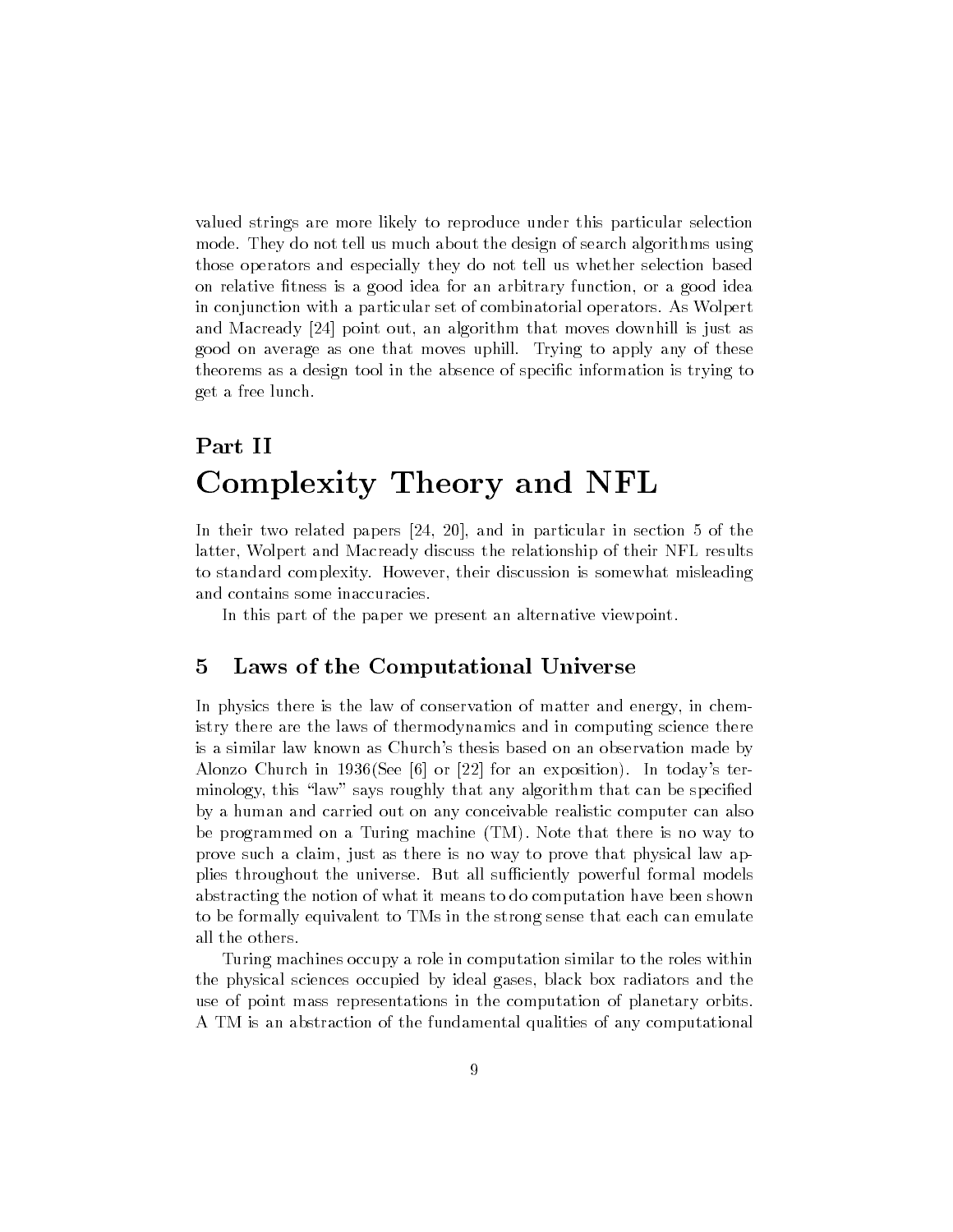valued strings are more likely to reproduce under this particular selection mode. They do not tell us much about the design of search algorithms using those operators and especially they do not tell us whether selection based on relative fitness is a good idea for an arbitrary function, or a good idea in conjunction with a particular set of combinatorial operators. As Wolpert and Macready [24] point out, an algorithm that moves downhill is just as good on average as one that moves uphill. Trying to apply any of these theorems as a design tool in the absence of specific information is trying to get a free lunch.

# Part II
# Complexity Theory and NFL

In their two related papers [24, 20], and in particular in section 5 of the latter, Wolpert and Macready discuss the relationship of their NFL results to standard complexity. However, their discussion is somewhat misleading and contains some inaccuracies.

In this part of the paper we present an alternative viewpoint.

## 5 Laws of the Computational Universe

In physics there is the law of conservation of matter and energy, in chemistry there are the laws of thermodynamics and in computing science there is a similar law known as Church's thesis based on an observation made by Alonzo Church in 1936(See [6] or [22] for an exposition). In today's terminology, this "law" says roughly that any algorithm that can be specified by a human and carried out on any conceivable realistic computer can also be programmed on a Turing machine (TM). Note that there is no way to prove such a claim, just as there is no way to prove that physical law applies throughout the universe. But all sufficiently powerful formal models abstracting the notion of what it means to do computation have been shown to be formally equivalent to TMs in the strong sense that each can emulate all the others.

Turing machines occupy a role in computation similar to the roles within the physical sciences occupied by ideal gases, black box radiators and the use of point mass representations in the computation of planetary orbits. A TM is an abstraction of the fundamental qualities of any computational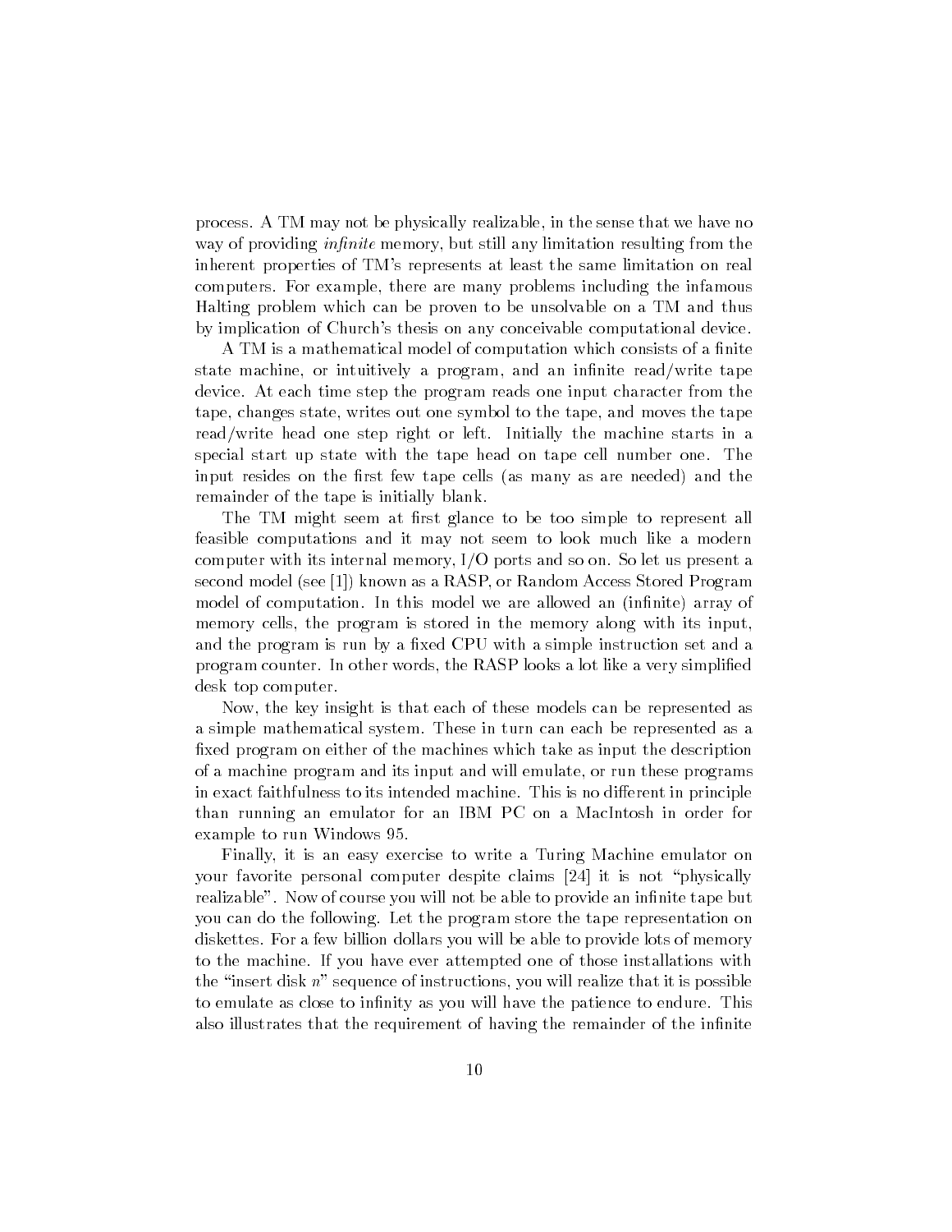process. A TM may not be physically realizable, in the sense that we have no way of providing *infinite* memory, but still any limitation resulting from the inherent properties of TM's represents at least the same limitation on real computers. For example, there are many problems including the infamous Halting problem which can be proven to be unsolvable on a TM and thus by implication of Church's thesis on any conceivable computational device.

A TM is a mathematical model of computation which consists of a finite state machine, or intuitively a program, and an infinite read/write tape device. At each time step the program reads one input character from the tape, changes state, writes out one symbol to the tape, and moves the tape read/write head one step right or left. Initially the machine starts in a special start up state with the tape head on tape cell number one. The input resides on the first few tape cells (as many as are needed) and the remainder of the tape is initially blank.

The TM might seem at first glance to be too simple to represent all feasible computations and it may not seem to look much like a modern computer with its internal memory, I/O ports and so on. So let us present a second model (see [1]) known as a RASP, or Random Access Stored Program model of computation. In this model we are allowed an (infinite) array of memory cells, the program is stored in the memory along with its input, and the program is run by a fixed CPU with a simple instruction set and a program counter. In other words, the RASP looks a lot like a very simplified desk top computer.

Now, the key insight is that each of these models can be represented as a simple mathematical system. These in turn can each be represented as a fixed program on either of the machines which take as input the description of a machine program and its input and will emulate, or run these programs in exact faithfulness to its intended machine. This is no different in principle than running an emulator for an IBM PC on a MacIntosh in order for example to run Windows 95.

Finally, it is an easy exercise to write a Turing Machine emulator on your favorite personal computer despite claims [24] it is not "physically realizable". Now of course you will not be able to provide an infinite tape but you can do the following. Let the program store the tape representation on diskettes. For a few billion dollars you will be able to provide lots of memory to the machine. If you have ever attempted one of those installations with the "insert disk $n$" sequence of instructions, you will realize that it is possible to emulate as close to infinity as you will have the patience to endure. This also illustrates that the requirement of having the remainder of the infinite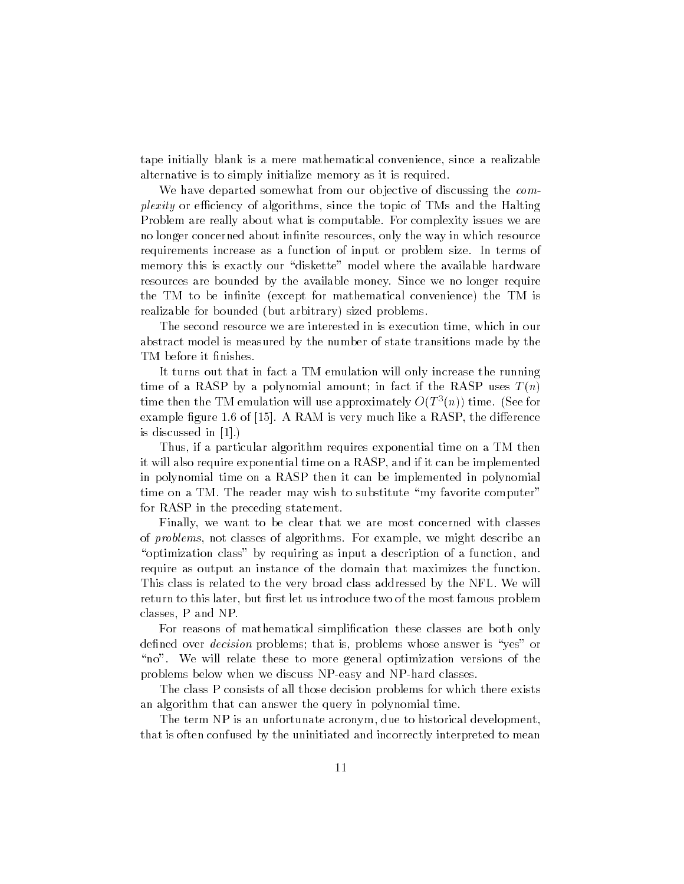tape initially blank is a mere mathematical convenience, since a realizable alternative is to simply initialize memory as it is required.

We have departed somewhat from our objective of discussing the *complexity* or efficiency of algorithms, since the topic of TMs and the Halting Problem are really about what is computable. For complexity issues we are no longer concerned about infinite resources, only the way in which resource requirements increase as a function of input or problem size. In terms of memory this is exactly our "diskette" model where the available hardware resources are bounded by the available money. Since we no longer require the TM to be infinite (except for mathematical convenience) the TM is realizable for bounded (but arbitrary) sized problems.

The second resource we are interested in is execution time, which in our abstract model is measured by the number of state transitions made by the TM before it finishes.

It turns out that in fact a TM emulation will only increase the running time of a RASP by a polynomial amount; in fact if the RASP uses $T(n)$ time then the TM emulation will use approximately $O(T^3(n))$ time. (See for example figure 1.6 of [15]. A RAM is very much like a RASP, the difference is discussed in [1].)

Thus, if a particular algorithm requires exponential time on a TM then it will also require exponential time on a RASP, and if it can be implemented in polynomial time on a RASP then it can be implemented in polynomial time on a TM. The reader may wish to substitute "my favorite computer" for RASP in the preceding statement.

Finally, we want to be clear that we are most concerned with classes of *problems*, not classes of algorithms. For example, we might describe an "optimization class" by requiring as input a description of a function, and require as output an instance of the domain that maximizes the function. This class is related to the very broad class addressed by the NFL. We will return to this later, but first let us introduce two of the most famous problem classes, P and NP.

For reasons of mathematical simplification these classes are both only defined over *decision* problems; that is, problems whose answer is "yes" or "no". We will relate these to more general optimization versions of the problems below when we discuss NP-easy and NP-hard classes.

The class P consists of all those decision problems for which there exists an algorithm that can answer the query in polynomial time.

The term NP is an unfortunate acronym, due to historical development, that is often confused by the uninitiated and incorrectly interpreted to mean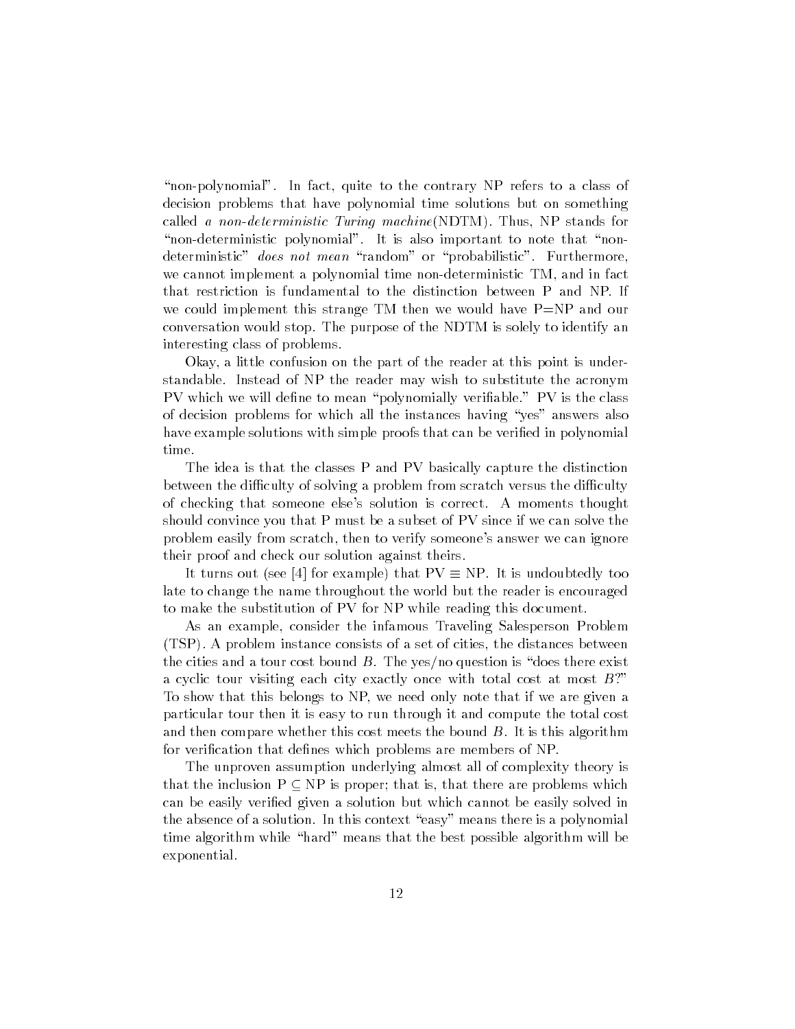"non-polynomial". In fact, quite to the contrary NP refers to a class of decision problems that have polynomial time solutions but on something called *a non-deterministic Turing machine*(NDTM). Thus, NP stands for "non-deterministic polynomial". It is also important to note that "non-deterministic" *does not mean* "random" or "probabilistic". Furthermore, we cannot implement a polynomial time non-deterministic TM, and in fact that restriction is fundamental to the distinction between P and NP. If we could implement this strange TM then we would have P=NP and our conversation would stop. The purpose of the NDTM is solely to identify an interesting class of problems.

Okay, a little confusion on the part of the reader at this point is understandable. Instead of NP the reader may wish to substitute the acronym PV which we will define to mean "polynomially verifiable." PV is the class of decision problems for which all the instances having "yes" answers also have example solutions with simple proofs that can be verified in polynomial time.

The idea is that the classes P and PV basically capture the distinction between the difficulty of solving a problem from scratch versus the difficulty of checking that someone else's solution is correct. A moments thought should convince you that P must be a subset of PV since if we can solve the problem easily from scratch, then to verify someone's answer we can ignore their proof and check our solution against theirs.

It turns out (see [4] for example) that PV $\equiv$ NP. It is undoubtedly too late to change the name throughout the world but the reader is encouraged to make the substitution of PV for NP while reading this document.

As an example, consider the infamous Traveling Salesperson Problem (TSP). A problem instance consists of a set of cities, the distances between the cities and a tour cost bound $B$. The yes/no question is "does there exist a cyclic tour visiting each city exactly once with total cost at most $B$?" To show that this belongs to NP, we need only note that if we are given a particular tour then it is easy to run through it and compute the total cost and then compare whether this cost meets the bound $B$. It is this algorithm for verification that defines which problems are members of NP.

The unproven assumption underlying almost all of complexity theory is that the inclusion P $\subseteq$ NP is proper; that is, that there are problems which can be easily verified given a solution but which cannot be easily solved in the absence of a solution. In this context "easy" means there is a polynomial time algorithm while "hard" means that the best possible algorithm will be exponential.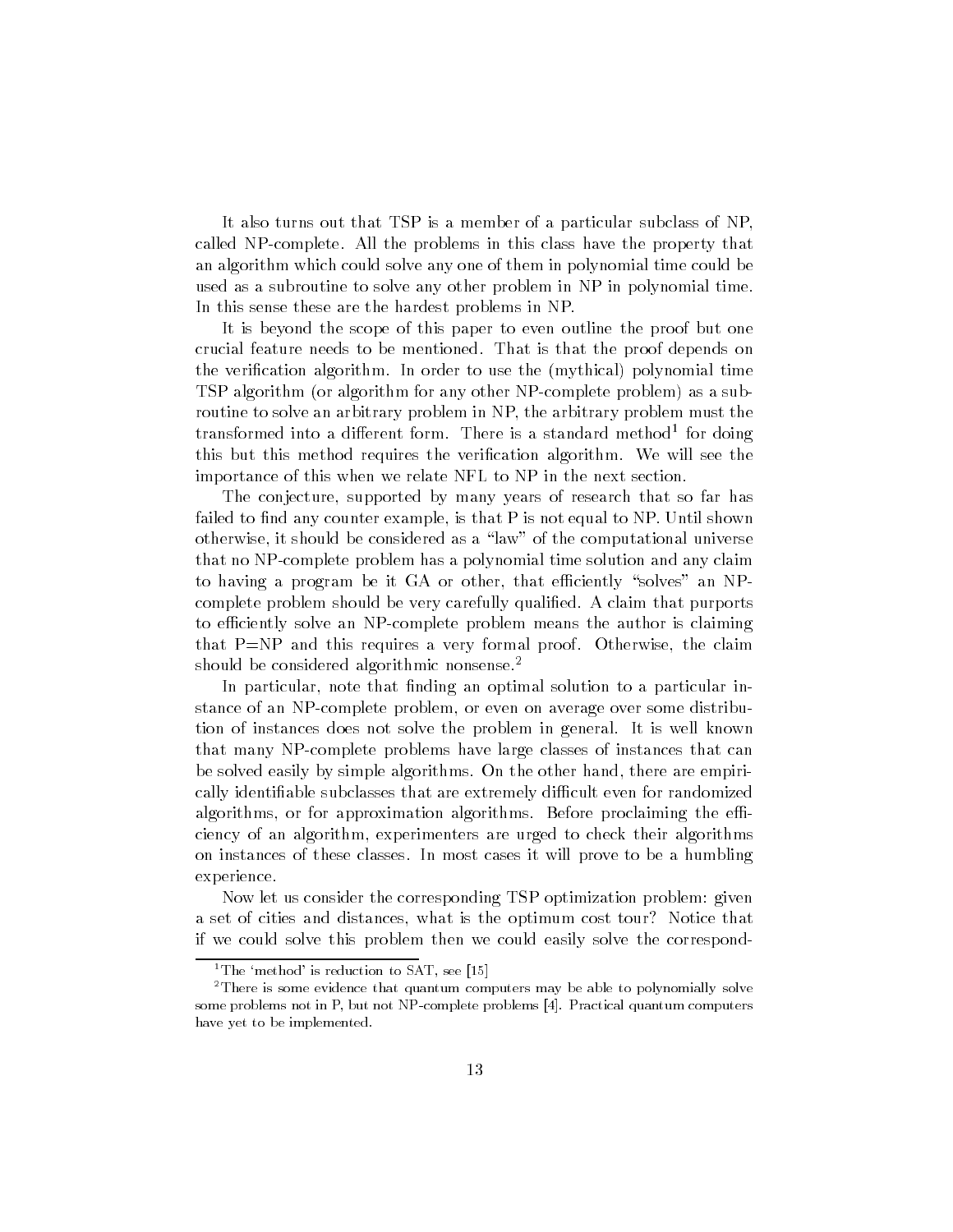It also turns out that TSP is a member of a particular subclass of NP, called NP-complete. All the problems in this class have the property that an algorithm which could solve any one of them in polynomial time could be used as a subroutine to solve any other problem in NP in polynomial time. In this sense these are the hardest problems in NP.

It is beyond the scope of this paper to even outline the proof but one crucial feature needs to be mentioned. That is that the proof depends on the verification algorithm. In order to use the (mythical) polynomial time TSP algorithm (or algorithm for any other NP-complete problem) as a subroutine to solve an arbitrary problem in NP, the arbitrary problem must the transformed into a different form. There is a standard method[1] for doing this but this method requires the verification algorithm. We will see the importance of this when we relate NFL to NP in the next section.

The conjecture, supported by many years of research that so far has failed to find any counter example, is that P is not equal to NP. Until shown otherwise, it should be considered as a "law" of the computational universe that no NP-complete problem has a polynomial time solution and any claim to having a program be it GA or other, that efficiently "solves" an NP-complete problem should be very carefully qualified. A claim that purports to efficiently solve an NP-complete problem means the author is claiming that P=NP and this requires a very formal proof. Otherwise, the claim should be considered algorithmic nonsense.[2]

In particular, note that finding an optimal solution to a particular instance of an NP-complete problem, or even on average over some distribution of instances does not solve the problem in general. It is well known that many NP-complete problems have large classes of instances that can be solved easily by simple algorithms. On the other hand, there are empirically identifiable subclasses that are extremely difficult even for randomized algorithms, or for approximation algorithms. Before proclaiming the efficiency of an algorithm, experimenters are urged to check their algorithms on instances of these classes. In most cases it will prove to be a humbling experience.

Now let us consider the corresponding TSP optimization problem: given a set of cities and distances, what is the optimum cost tour? Notice that if we could solve this problem then we could easily solve the correspond-

---

[1] The 'method' is reduction to SAT, see [15]

[2] There is some evidence that quantum computers may be able to polynomially solve some problems not in P, but not NP-complete problems [4]. Practical quantum computers have yet to be implemented.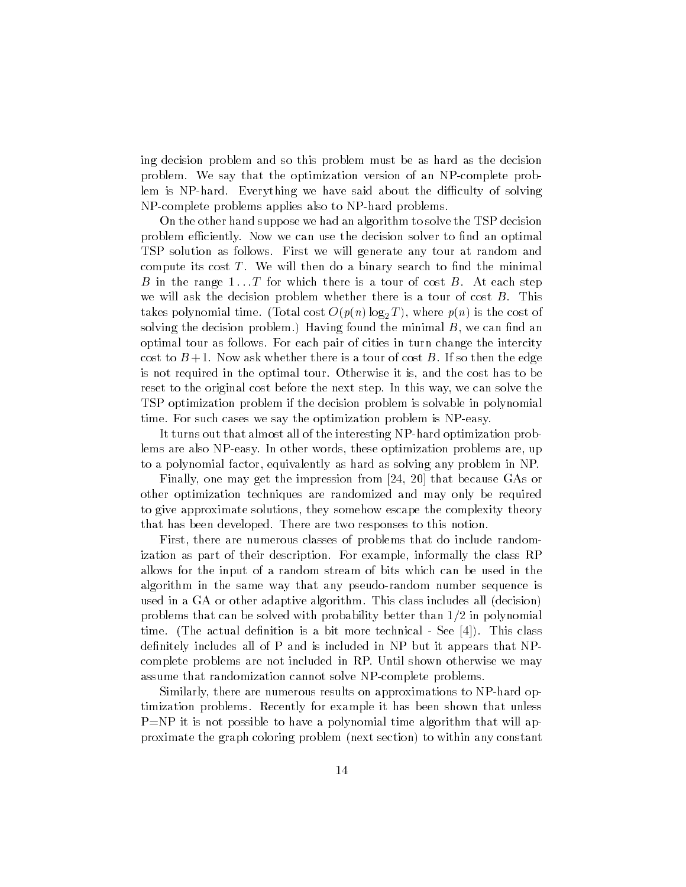ing decision problem and so this problem must be as hard as the decision problem. We say that the optimization version of an NP-complete problem is NP-hard. Everything we have said about the difficulty of solving NP-complete problems applies also to NP-hard problems.

On the other hand suppose we had an algorithm to solve the TSP decision problem efficiently. Now we can use the decision solver to find an optimal TSP solution as follows. First we will generate any tour at random and compute its cost $T$. We will then do a binary search to find the minimal $B$ in the range $1 \ldots T$ for which there is a tour of cost $B$. At each step we will ask the decision problem whether there is a tour of cost $B$. This takes polynomial time. (Total cost $O(p(n) \log_2 T)$, where $p(n)$ is the cost of solving the decision problem.) Having found the minimal $B$, we can find an optimal tour as follows. For each pair of cities in turn change the intercity cost to $B+1$. Now ask whether there is a tour of cost $B$. If so then the edge is not required in the optimal tour. Otherwise it is, and the cost has to be reset to the original cost before the next step. In this way, we can solve the TSP optimization problem if the decision problem is solvable in polynomial time. For such cases we say the optimization problem is NP-easy.

It turns out that almost all of the interesting NP-hard optimization problems are also NP-easy. In other words, these optimization problems are, up to a polynomial factor, equivalently as hard as solving any problem in NP.

Finally, one may get the impression from [24, 20] that because GAs or other optimization techniques are randomized and may only be required to give approximate solutions, they somehow escape the complexity theory that has been developed. There are two responses to this notion.

First, there are numerous classes of problems that do include randomization as part of their description. For example, informally the class RP allows for the input of a random stream of bits which can be used in the algorithm in the same way that any pseudo-random number sequence is used in a GA or other adaptive algorithm. This class includes all (decision) problems that can be solved with probability better than 1/2 in polynomial time. (The actual definition is a bit more technical - See [4]). This class definitely includes all of P and is included in NP but it appears that NP-complete problems are not included in RP. Until shown otherwise we may assume that randomization cannot solve NP-complete problems.

Similarly, there are numerous results on approximations to NP-hard optimization problems. Recently for example it has been shown that unless P=NP it is not possible to have a polynomial time algorithm that will approximate the graph coloring problem (next section) to within any constant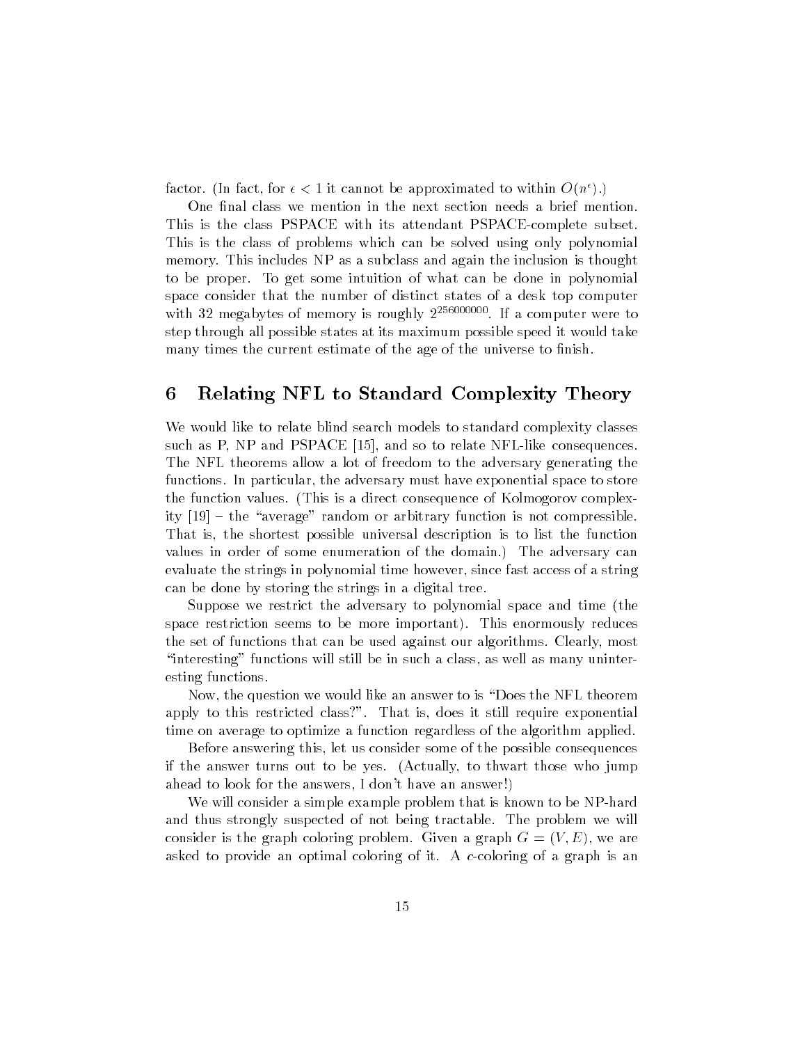factor. (In fact, for $\epsilon < 1$ it cannot be approximated to within $O(n^{\epsilon})$.)

One final class we mention in the next section needs a brief mention. This is the class PSPACE with its attendant PSPACE-complete subset. This is the class of problems which can be solved using only polynomial memory. This includes NP as a subclass and again the inclusion is thought to be proper. To get some intuition of what can be done in polynomial space consider that the number of distinct states of a desk top computer with 32 megabytes of memory is roughly $2^{256000000}$. If a computer were to step through all possible states at its maximum possible speed it would take many times the current estimate of the age of the universe to finish.

## 6 Relating NFL to Standard Complexity Theory

We would like to relate blind search models to standard complexity classes such as P, NP and PSPACE [15], and so to relate NFL-like consequences. The NFL theorems allow a lot of freedom to the adversary generating the functions. In particular, the adversary must have exponential space to store the function values. (This is a direct consequence of Kolmogorov complexity [19] – the "average" random or arbitrary function is not compressible. That is, the shortest possible universal description is to list the function values in order of some enumeration of the domain.) The adversary can evaluate the strings in polynomial time however, since fast access of a string can be done by storing the strings in a digital tree.

Suppose we restrict the adversary to polynomial space and time (the space restriction seems to be more important). This enormously reduces the set of functions that can be used against our algorithms. Clearly, most "interesting" functions will still be in such a class, as well as many uninteresting functions.

Now, the question we would like an answer to is "Does the NFL theorem apply to this restricted class?". That is, does it still require exponential time on average to optimize a function regardless of the algorithm applied.

Before answering this, let us consider some of the possible consequences if the answer turns out to be yes. (Actually, to thwart those who jump ahead to look for the answers, I don't have an answer!)

We will consider a simple example problem that is known to be NP-hard and thus strongly suspected of not being tractable. The problem we will consider is the graph coloring problem. Given a graph $G = (V, E)$, we are asked to provide an optimal coloring of it. A $c$-coloring of a graph is an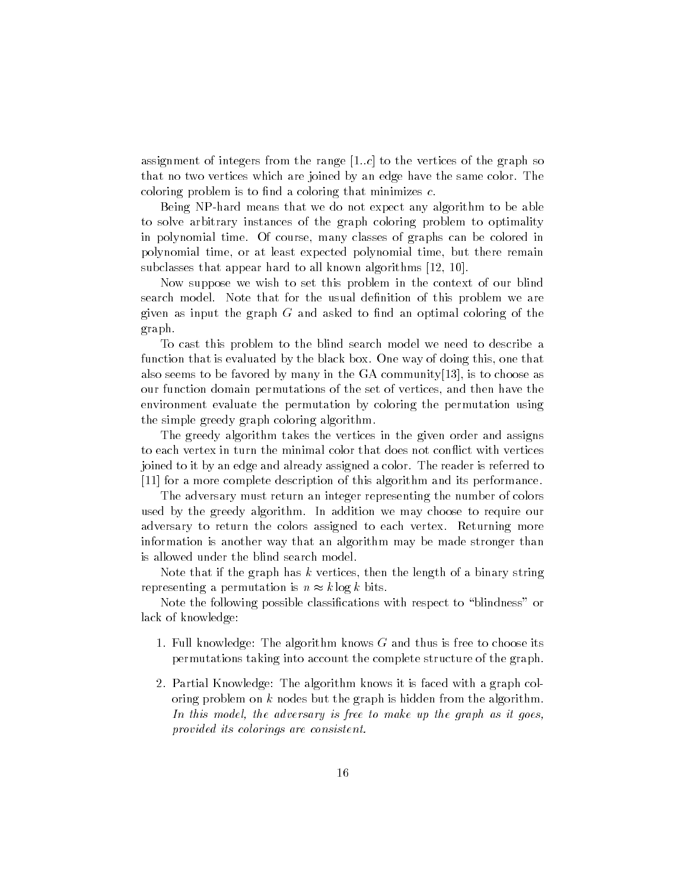assignment of integers from the range [1..$c$] to the vertices of the graph so that no two vertices which are joined by an edge have the same color. The coloring problem is to find a coloring that minimizes $c$.

Being NP-hard means that we do not expect any algorithm to be able to solve arbitrary instances of the graph coloring problem to optimality in polynomial time. Of course, many classes of graphs can be colored in polynomial time, or at least expected polynomial time, but there remain subclasses that appear hard to all known algorithms [12, 10].

Now suppose we wish to set this problem in the context of our blind search model. Note that for the usual definition of this problem we are given as input the graph $G$ and asked to find an optimal coloring of the graph.

To cast this problem to the blind search model we need to describe a function that is evaluated by the black box. One way of doing this, one that also seems to be favored by many in the GA community[13], is to choose as our function domain permutations of the set of vertices, and then have the environment evaluate the permutation by coloring the permutation using the simple greedy graph coloring algorithm.

The greedy algorithm takes the vertices in the given order and assigns to each vertex in turn the minimal color that does not conflict with vertices joined to it by an edge and already assigned a color. The reader is referred to [11] for a more complete description of this algorithm and its performance.

The adversary must return an integer representing the number of colors used by the greedy algorithm. In addition we may choose to require our adversary to return the colors assigned to each vertex. Returning more information is another way that an algorithm may be made stronger than is allowed under the blind search model.

Note that if the graph has $k$ vertices, then the length of a binary string representing a permutation is $n \approx k \log k$ bits.

Note the following possible classifications with respect to "blindness" or lack of knowledge:

1. Full knowledge: The algorithm knows $G$ and thus is free to choose its permutations taking into account the complete structure of the graph.

2. Partial Knowledge: The algorithm knows it is faced with a graph coloring problem on $k$ nodes but the graph is hidden from the algorithm. *In this model, the adversary is free to make up the graph as it goes, provided its colorings are consistent.*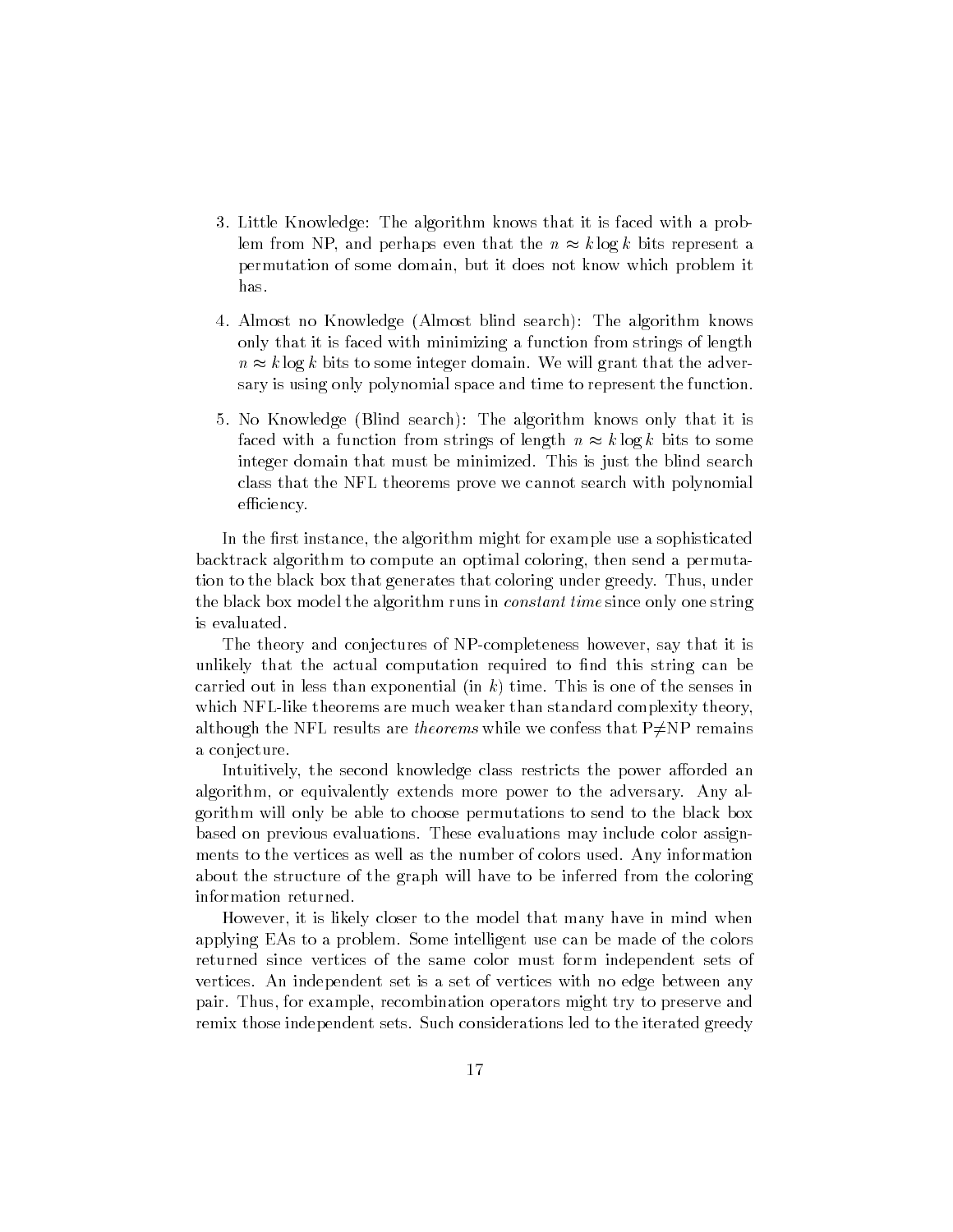3. Little Knowledge: The algorithm knows that it is faced with a problem from NP, and perhaps even that the $n \approx k \log k$ bits represent a permutation of some domain, but it does not know which problem it has.

4. Almost no Knowledge (Almost blind search): The algorithm knows only that it is faced with minimizing a function from strings of length $n \approx k \log k$ bits to some integer domain. We will grant that the adversary is using only polynomial space and time to represent the function.

5. No Knowledge (Blind search): The algorithm knows only that it is faced with a function from strings of length $n \approx k \log k$ bits to some integer domain that must be minimized. This is just the blind search class that the NFL theorems prove we cannot search with polynomial efficiency.

In the first instance, the algorithm might for example use a sophisticated backtrack algorithm to compute an optimal coloring, then send a permutation to the black box that generates that coloring under greedy. Thus, under the black box model the algorithm runs in *constant time* since only one string is evaluated.

The theory and conjectures of NP-completeness however, say that it is unlikely that the actual computation required to find this string can be carried out in less than exponential (in $k$) time. This is one of the senses in which NFL-like theorems are much weaker than standard complexity theory, although the NFL results are *theorems* while we confess that P$\neq$NP remains a conjecture.

Intuitively, the second knowledge class restricts the power afforded an algorithm, or equivalently extends more power to the adversary. Any algorithm will only be able to choose permutations to send to the black box based on previous evaluations. These evaluations may include color assignments to the vertices as well as the number of colors used. Any information about the structure of the graph will have to be inferred from the coloring information returned.

However, it is likely closer to the model that many have in mind when applying EAs to a problem. Some intelligent use can be made of the colors returned since vertices of the same color must form independent sets of vertices. An independent set is a set of vertices with no edge between any pair. Thus, for example, recombination operators might try to preserve and remix those independent sets. Such considerations led to the iterated greedy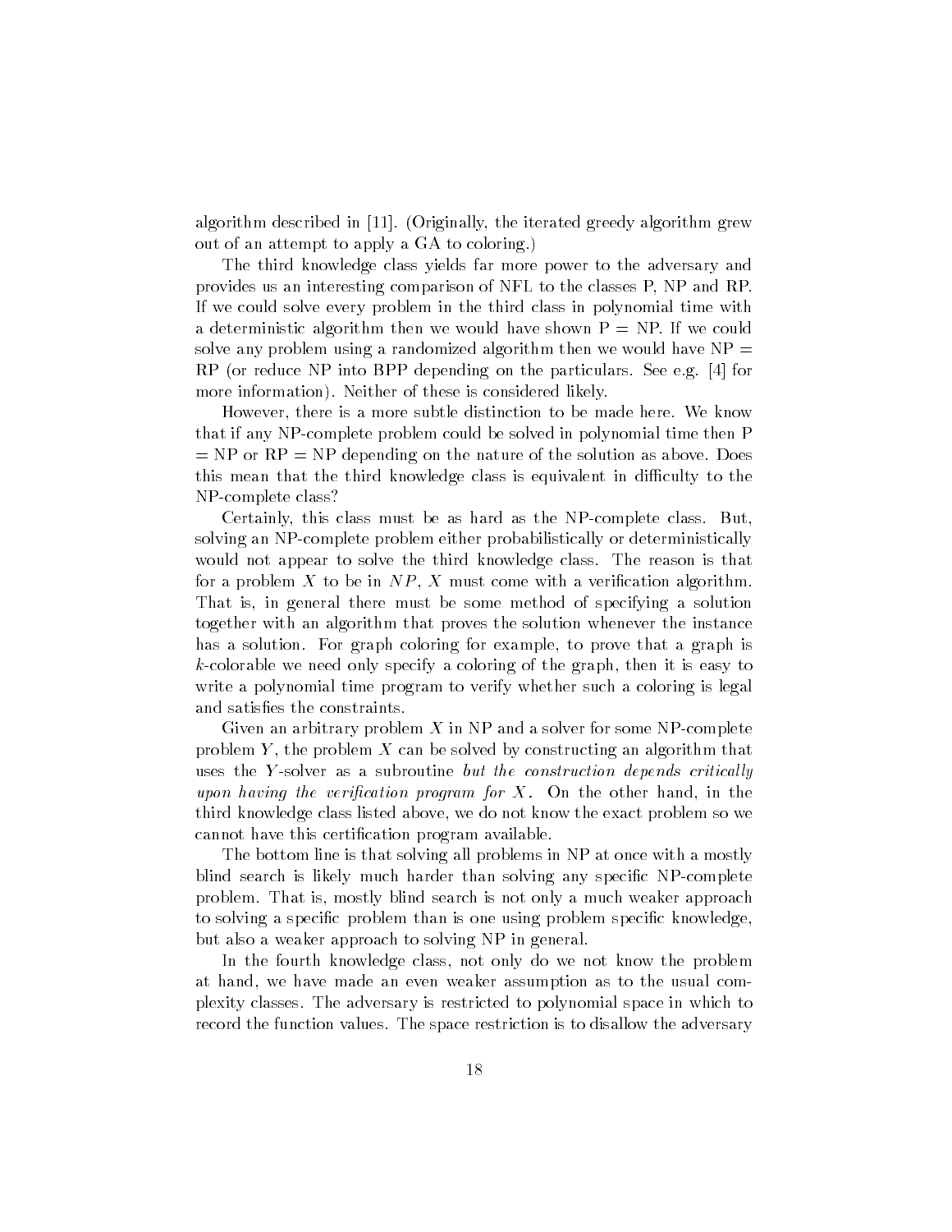algorithm described in [11]. (Originally, the iterated greedy algorithm grew out of an attempt to apply a GA to coloring.)

The third knowledge class yields far more power to the adversary and provides us an interesting comparison of NFL to the classes P, NP and RP. If we could solve every problem in the third class in polynomial time with a deterministic algorithm then we would have shown P = NP. If we could solve any problem using a randomized algorithm then we would have NP = RP (or reduce NP into BPP depending on the particulars. See e.g. [4] for more information). Neither of these is considered likely.

However, there is a more subtle distinction to be made here. We know that if any NP-complete problem could be solved in polynomial time then P = NP or RP = NP depending on the nature of the solution as above. Does this mean that the third knowledge class is equivalent in difficulty to the NP-complete class?

Certainly, this class must be as hard as the NP-complete class. But, solving an NP-complete problem either probabilistically or deterministically would not appear to solve the third knowledge class. The reason is that for a problem $X$ to be in $NP$, $X$ must come with a verification algorithm. That is, in general there must be some method of specifying a solution together with an algorithm that proves the solution whenever the instance has a solution. For graph coloring for example, to prove that a graph is $k$-colorable we need only specify a coloring of the graph, then it is easy to write a polynomial time program to verify whether such a coloring is legal and satisfies the constraints.

Given an arbitrary problem $X$ in NP and a solver for some NP-complete problem $Y$, the problem $X$ can be solved by constructing an algorithm that uses the $Y$-solver as a subroutine *but the construction depends critically upon having the verification program for $X$.* On the other hand, in the third knowledge class listed above, we do not know the exact problem so we cannot have this certification program available.

The bottom line is that solving all problems in NP at once with a mostly blind search is likely much harder than solving any specific NP-complete problem. That is, mostly blind search is not only a much weaker approach to solving a specific problem than is one using problem specific knowledge, but also a weaker approach to solving NP in general.

In the fourth knowledge class, not only do we not know the problem at hand, we have made an even weaker assumption as to the usual complexity classes. The adversary is restricted to polynomial space in which to record the function values. The space restriction is to disallow the adversary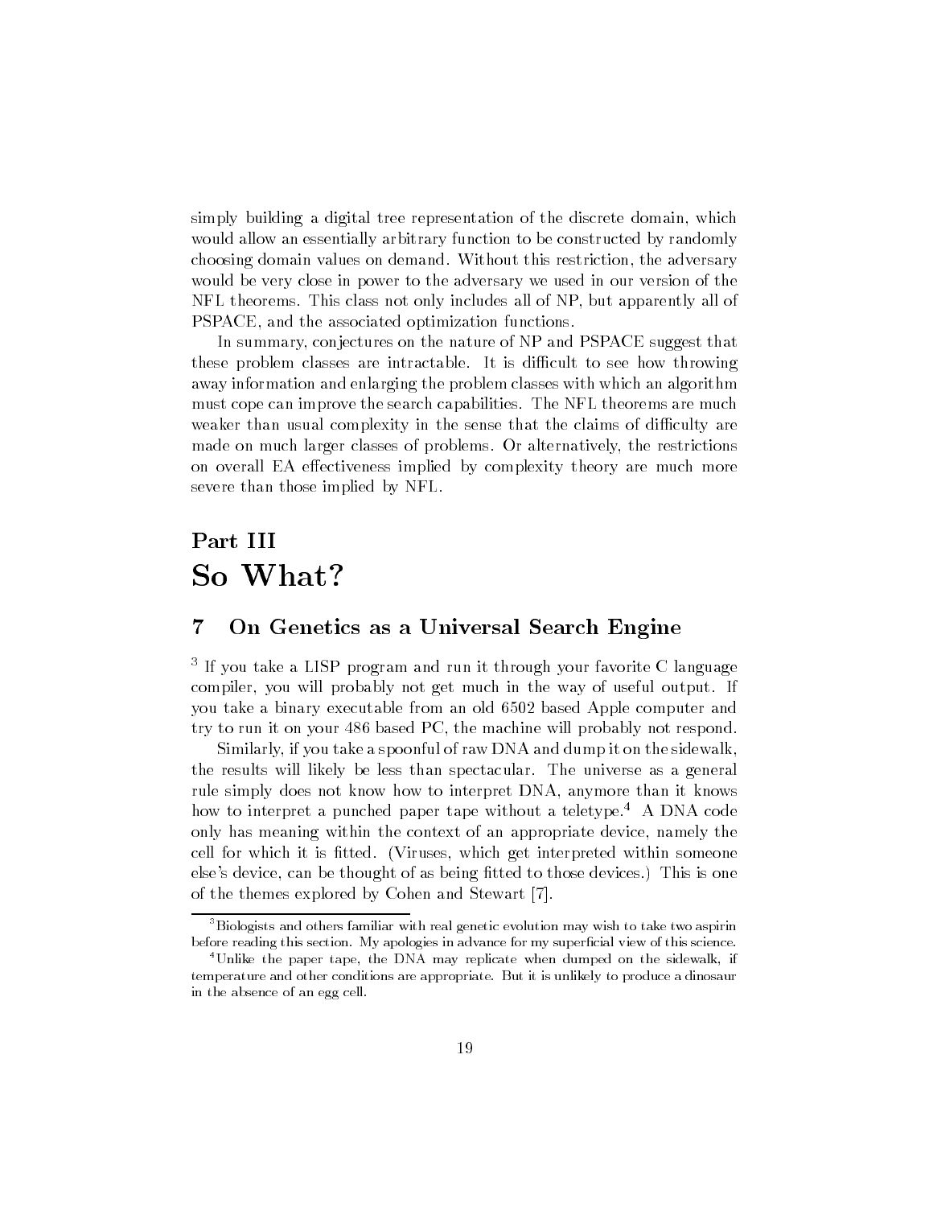simply building a digital tree representation of the discrete domain, which would allow an essentially arbitrary function to be constructed by randomly choosing domain values on demand. Without this restriction, the adversary would be very close in power to the adversary we used in our version of the NFL theorems. This class not only includes all of NP, but apparently all of PSPACE, and the associated optimization functions.

In summary, conjectures on the nature of NP and PSPACE suggest that these problem classes are intractable. It is difficult to see how throwing away information and enlarging the problem classes with which an algorithm must cope can improve the search capabilities. The NFL theorems are much weaker than usual complexity in the sense that the claims of difficulty are made on much larger classes of problems. Or alternatively, the restrictions on overall EA effectiveness implied by complexity theory are much more severe than those implied by NFL.

# Part III
# So What?

## 7 On Genetics as a Universal Search Engine

[3] If you take a LISP program and run it through your favorite C language compiler, you will probably not get much in the way of useful output. If you take a binary executable from an old 6502 based Apple computer and try to run it on your 486 based PC, the machine will probably not respond.

Similarly, if you take a spoonful of raw DNA and dump it on the sidewalk, the results will likely be less than spectacular. The universe as a general rule simply does not know how to interpret DNA, anymore than it knows how to interpret a punched paper tape without a teletype.[4] A DNA code only has meaning within the context of an appropriate device, namely the cell for which it is fitted. (Viruses, which get interpreted within someone else's device, can be thought of as being fitted to those devices.) This is one of the themes explored by Cohen and Stewart [7].

---

[3] Biologists and others familiar with real genetic evolution may wish to take two aspirin before reading this section. My apologies in advance for my superficial view of this science.

[4] Unlike the paper tape, the DNA may replicate when dumped on the sidewalk, if temperature and other conditions are appropriate. But it is unlikely to produce a dinosaur in the absence of an egg cell.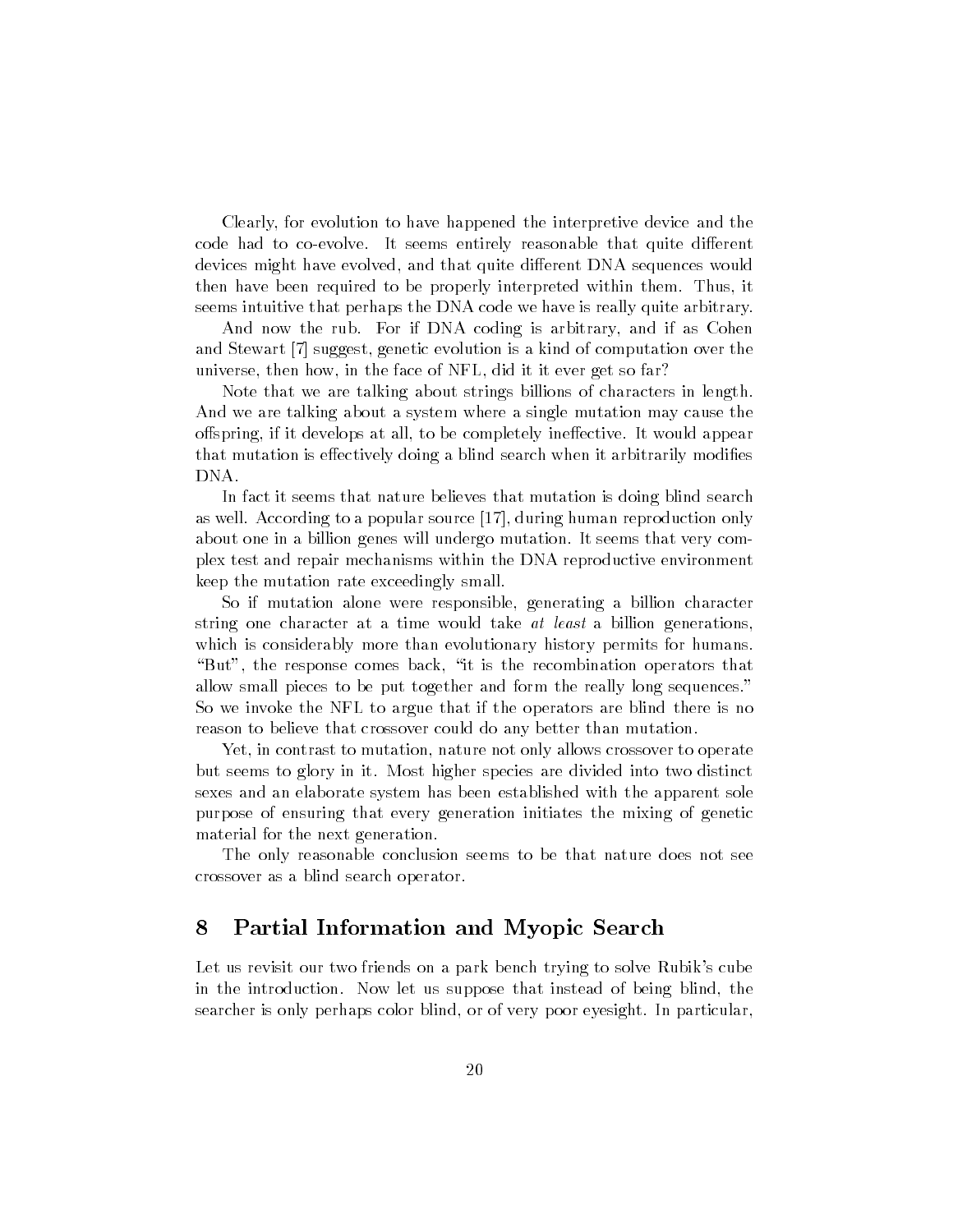Clearly, for evolution to have happened the interpretive device and the code had to co-evolve. It seems entirely reasonable that quite different devices might have evolved, and that quite different DNA sequences would then have been required to be properly interpreted within them. Thus, it seems intuitive that perhaps the DNA code we have is really quite arbitrary.

And now the rub. For if DNA coding is arbitrary, and if as Cohen and Stewart [7] suggest, genetic evolution is a kind of computation over the universe, then how, in the face of NFL, did it it ever get so far?

Note that we are talking about strings billions of characters in length. And we are talking about a system where a single mutation may cause the offspring, if it develops at all, to be completely ineffective. It would appear that mutation is effectively doing a blind search when it arbitrarily modifies DNA.

In fact it seems that nature believes that mutation is doing blind search as well. According to a popular source [17], during human reproduction only about one in a billion genes will undergo mutation. It seems that very complex test and repair mechanisms within the DNA reproductive environment keep the mutation rate exceedingly small.

So if mutation alone were responsible, generating a billion character string one character at a time would take *at least* a billion generations, which is considerably more than evolutionary history permits for humans. "But", the response comes back, "it is the recombination operators that allow small pieces to be put together and form the really long sequences." So we invoke the NFL to argue that if the operators are blind there is no reason to believe that crossover could do any better than mutation.

Yet, in contrast to mutation, nature not only allows crossover to operate but seems to glory in it. Most higher species are divided into two distinct sexes and an elaborate system has been established with the apparent sole purpose of ensuring that every generation initiates the mixing of genetic material for the next generation.

The only reasonable conclusion seems to be that nature does not see crossover as a blind search operator.

## 8 Partial Information and Myopic Search

Let us revisit our two friends on a park bench trying to solve Rubik's cube in the introduction. Now let us suppose that instead of being blind, the searcher is only perhaps color blind, or of very poor eyesight. In particular,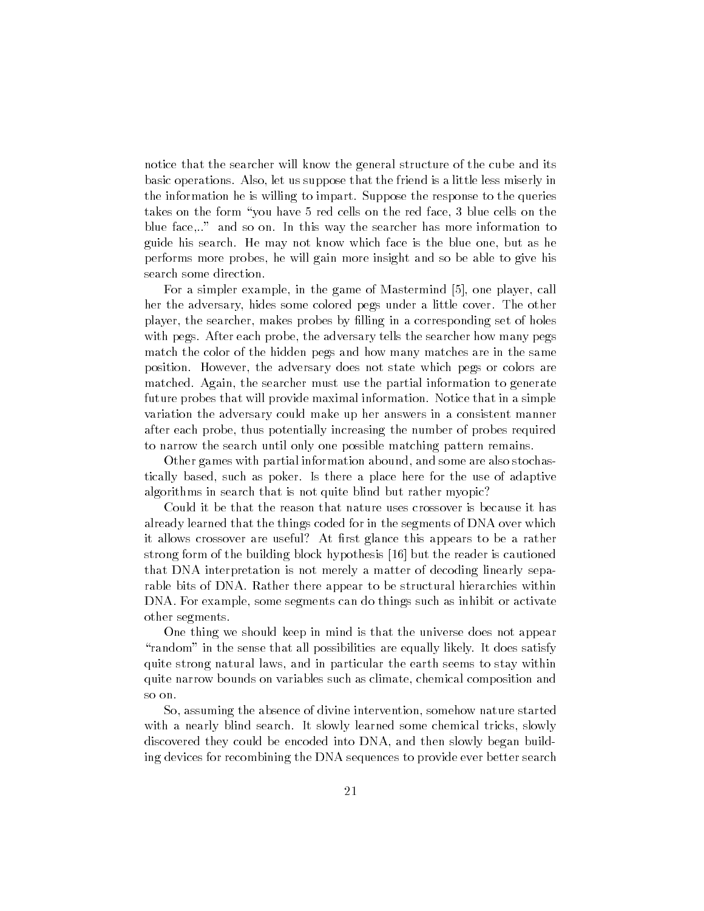notice that the searcher will know the general structure of the cube and its basic operations. Also, let us suppose that the friend is a little less miserly in the information he is willing to impart. Suppose the response to the queries takes on the form "you have 5 red cells on the red face, 3 blue cells on the blue face,.." and so on. In this way the searcher has more information to guide his search. He may not know which face is the blue one, but as he performs more probes, he will gain more insight and so be able to give his search some direction.

For a simpler example, in the game of Mastermind [5], one player, call her the adversary, hides some colored pegs under a little cover. The other player, the searcher, makes probes by filling in a corresponding set of holes with pegs. After each probe, the adversary tells the searcher how many pegs match the color of the hidden pegs and how many matches are in the same position. However, the adversary does not state which pegs or colors are matched. Again, the searcher must use the partial information to generate future probes that will provide maximal information. Notice that in a simple variation the adversary could make up her answers in a consistent manner after each probe, thus potentially increasing the number of probes required to narrow the search until only one possible matching pattern remains.

Other games with partial information abound, and some are also stochastically based, such as poker. Is there a place here for the use of adaptive algorithms in search that is not quite blind but rather myopic?

Could it be that the reason that nature uses crossover is because it has already learned that the things coded for in the segments of DNA over which it allows crossover are useful? At first glance this appears to be a rather strong form of the building block hypothesis [16] but the reader is cautioned that DNA interpretation is not merely a matter of decoding linearly separable bits of DNA. Rather there appear to be structural hierarchies within DNA. For example, some segments can do things such as inhibit or activate other segments.

One thing we should keep in mind is that the universe does not appear "random" in the sense that all possibilities are equally likely. It does satisfy quite strong natural laws, and in particular the earth seems to stay within quite narrow bounds on variables such as climate, chemical composition and so on.

So, assuming the absence of divine intervention, somehow nature started with a nearly blind search. It slowly learned some chemical tricks, slowly discovered they could be encoded into DNA, and then slowly began building devices for recombining the DNA sequences to provide ever better search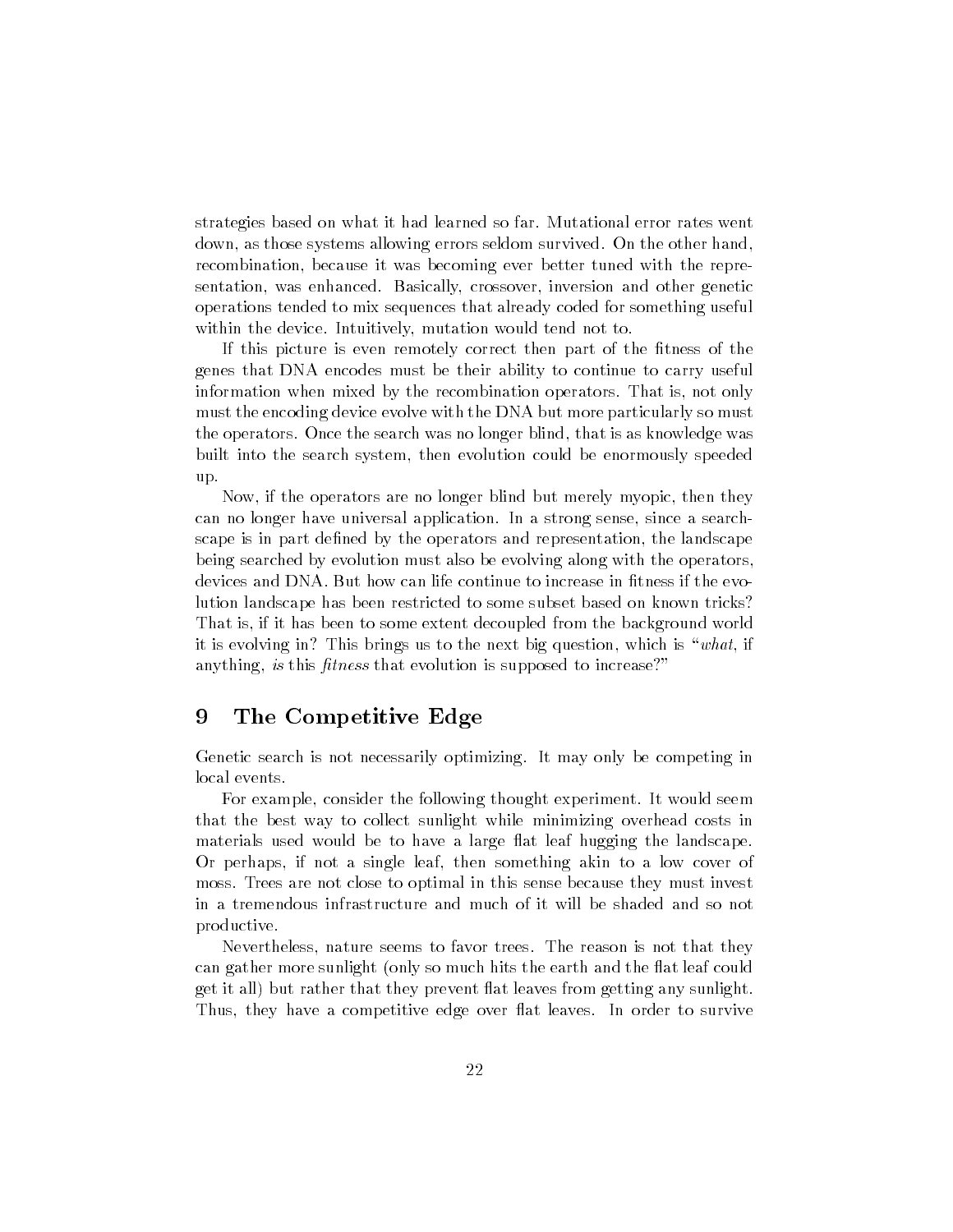strategies based on what it had learned so far. Mutational error rates went down, as those systems allowing errors seldom survived. On the other hand, recombination, because it was becoming ever better tuned with the representation, was enhanced. Basically, crossover, inversion and other genetic operations tended to mix sequences that already coded for something useful within the device. Intuitively, mutation would tend not to.

If this picture is even remotely correct then part of the fitness of the genes that DNA encodes must be their ability to continue to carry useful information when mixed by the recombination operators. That is, not only must the encoding device evolve with the DNA but more particularly so must the operators. Once the search was no longer blind, that is as knowledge was built into the search system, then evolution could be enormously speeded up.

Now, if the operators are no longer blind but merely myopic, then they can no longer have universal application. In a strong sense, since a searchscape is in part defined by the operators and representation, the landscape being searched by evolution must also be evolving along with the operators, devices and DNA. But how can life continue to increase in fitness if the evolution landscape has been restricted to some subset based on known tricks? That is, if it has been to some extent decoupled from the background world it is evolving in? This brings us to the next big question, which is "*what*, if anything, *is* this *fitness* that evolution is supposed to increase?"

## 9 The Competitive Edge

Genetic search is not necessarily optimizing. It may only be competing in local events.

For example, consider the following thought experiment. It would seem that the best way to collect sunlight while minimizing overhead costs in materials used would be to have a large flat leaf hugging the landscape. Or perhaps, if not a single leaf, then something akin to a low cover of moss. Trees are not close to optimal in this sense because they must invest in a tremendous infrastructure and much of it will be shaded and so not productive.

Nevertheless, nature seems to favor trees. The reason is not that they can gather more sunlight (only so much hits the earth and the flat leaf could get it all) but rather that they prevent flat leaves from getting any sunlight. Thus, they have a competitive edge over flat leaves. In order to survive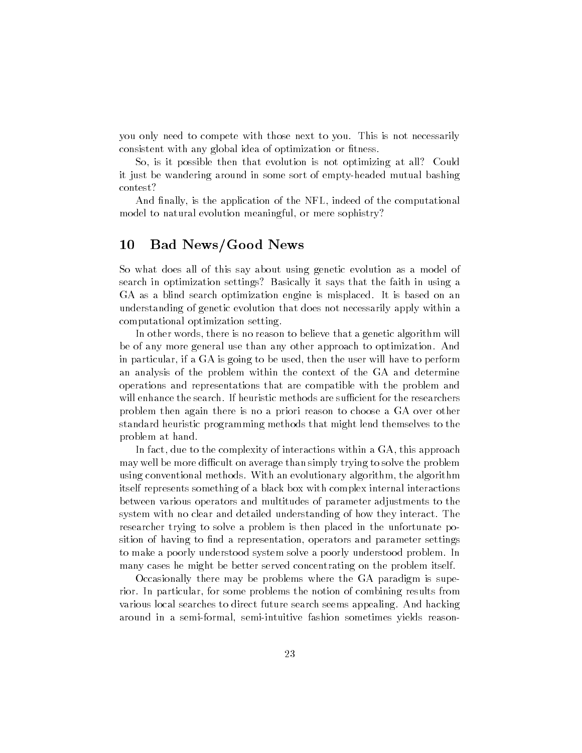you only need to compete with those next to you. This is not necessarily consistent with any global idea of optimization or fitness.

So, is it possible then that evolution is not optimizing at all? Could it just be wandering around in some sort of empty-headed mutual bashing contest?

And finally, is the application of the NFL, indeed of the computational model to natural evolution meaningful, or mere sophistry?

## 10 Bad News/Good News

So what does all of this say about using genetic evolution as a model of search in optimization settings? Basically it says that the faith in using a GA as a blind search optimization engine is misplaced. It is based on an understanding of genetic evolution that does not necessarily apply within a computational optimization setting.

In other words, there is no reason to believe that a genetic algorithm will be of any more general use than any other approach to optimization. And in particular, if a GA is going to be used, then the user will have to perform an analysis of the problem within the context of the GA and determine operations and representations that are compatible with the problem and will enhance the search. If heuristic methods are sufficient for the researchers problem then again there is no a priori reason to choose a GA over other standard heuristic programming methods that might lend themselves to the problem at hand.

In fact, due to the complexity of interactions within a GA, this approach may well be more difficult on average than simply trying to solve the problem using conventional methods. With an evolutionary algorithm, the algorithm itself represents something of a black box with complex internal interactions between various operators and multitudes of parameter adjustments to the system with no clear and detailed understanding of how they interact. The researcher trying to solve a problem is then placed in the unfortunate position of having to find a representation, operators and parameter settings to make a poorly understood system solve a poorly understood problem. In many cases he might be better served concentrating on the problem itself.

Occasionally there may be problems where the GA paradigm is superior. In particular, for some problems the notion of combining results from various local searches to direct future search seems appealing. And hacking around in a semi-formal, semi-intuitive fashion sometimes yields reason-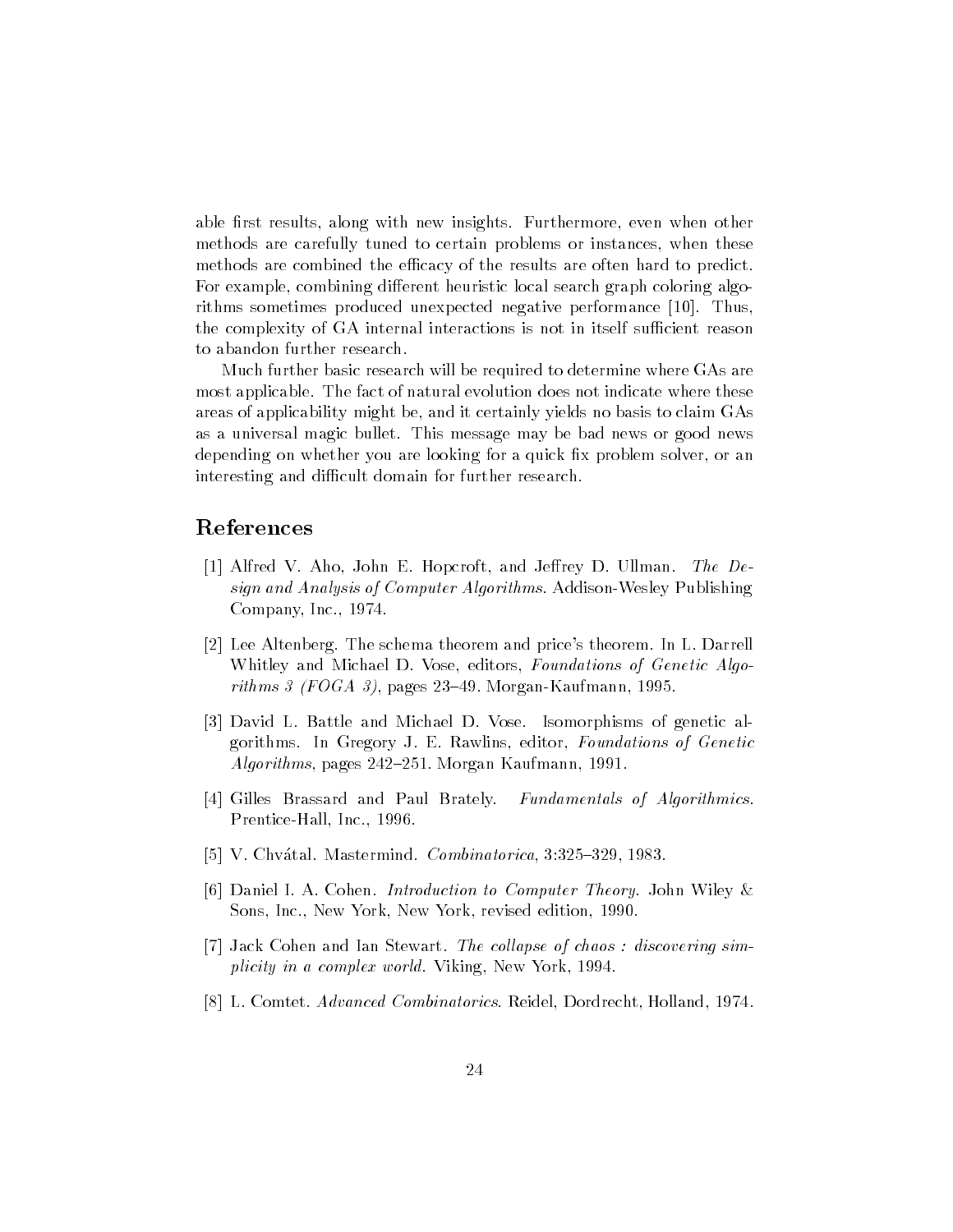able first results, along with new insights. Furthermore, even when other methods are carefully tuned to certain problems or instances, when these methods are combined the efficacy of the results are often hard to predict. For example, combining different heuristic local search graph coloring algorithms sometimes produced unexpected negative performance [10]. Thus, the complexity of GA internal interactions is not in itself sufficient reason to abandon further research.

Much further basic research will be required to determine where GAs are most applicable. The fact of natural evolution does not indicate where these areas of applicability might be, and it certainly yields no basis to claim GAs as a universal magic bullet. This message may be bad news or good news depending on whether you are looking for a quick fix problem solver, or an interesting and difficult domain for further research.

## References

[1] Alfred V. Aho, John E. Hopcroft, and Jeffrey D. Ullman. *The Design and Analysis of Computer Algorithms*. Addison-Wesley Publishing Company, Inc., 1974.

[2] Lee Altenberg. The schema theorem and price's theorem. In L. Darrell Whitley and Michael D. Vose, editors, *Foundations of Genetic Algorithms 3 (FOGA 3)*, pages 23–49. Morgan-Kaufmann, 1995.

[3] David L. Battle and Michael D. Vose. Isomorphisms of genetic algorithms. In Gregory J. E. Rawlins, editor, *Foundations of Genetic Algorithms*, pages 242–251. Morgan Kaufmann, 1991.

[4] Gilles Brassard and Paul Brately. *Fundamentals of Algorithmics*. Prentice-Hall, Inc., 1996.

[5] V. Chvátal. Mastermind. *Combinatorica*, 3:325–329, 1983.

[6] Daniel I. A. Cohen. *Introduction to Computer Theory*. John Wiley & Sons, Inc., New York, New York, revised edition, 1990.

[7] Jack Cohen and Ian Stewart. *The collapse of chaos : discovering simplicity in a complex world*. Viking, New York, 1994.

[8] L. Comtet. *Advanced Combinatorics*. Reidel, Dordrecht, Holland, 1974.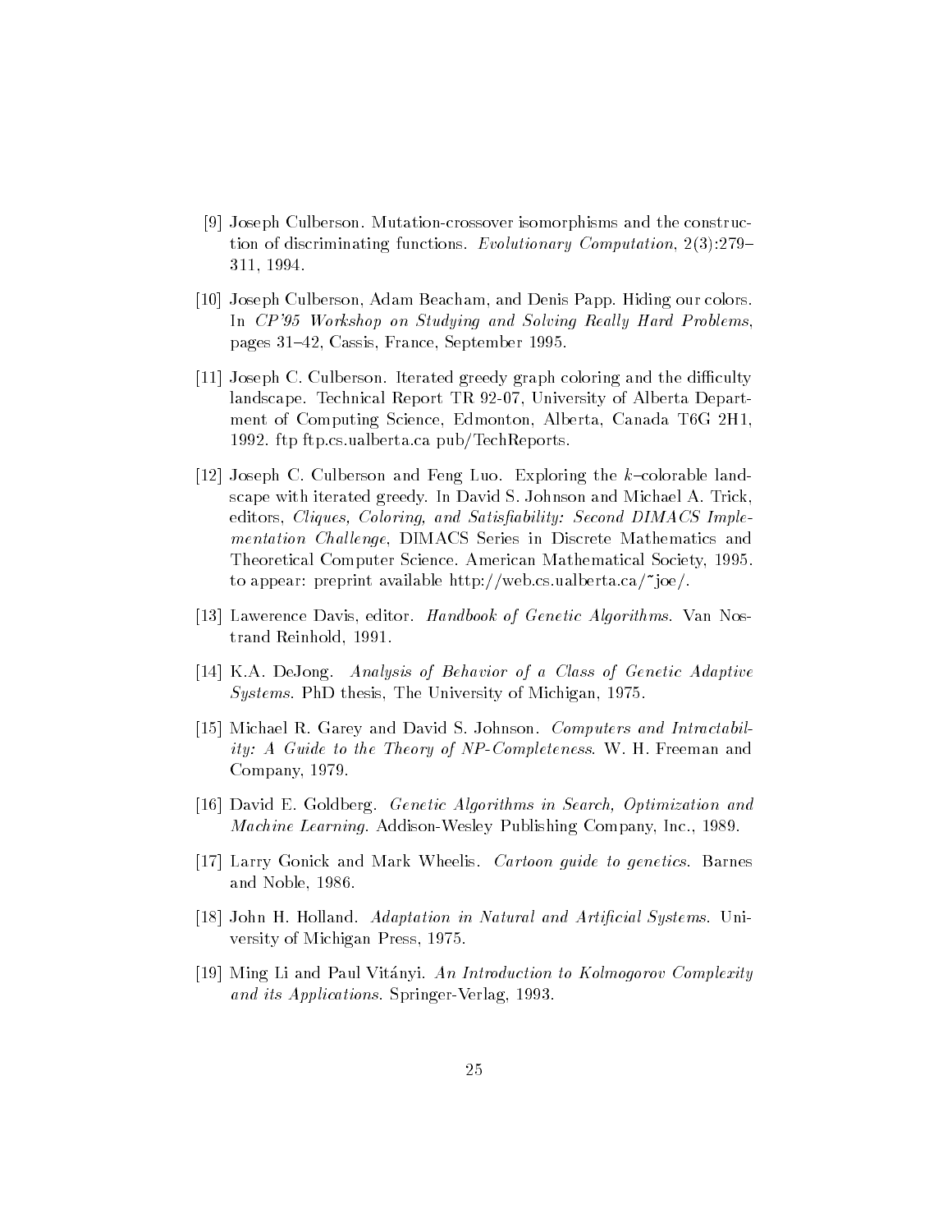[9] Joseph Culberson. Mutation-crossover isomorphisms and the construction of discriminating functions. *Evolutionary Computation*, 2(3):279–311, 1994.

[10] Joseph Culberson, Adam Beacham, and Denis Papp. Hiding our colors. In *CP'95 Workshop on Studying and Solving Really Hard Problems*, pages 31–42, Cassis, France, September 1995.

[11] Joseph C. Culberson. Iterated greedy graph coloring and the difficulty landscape. Technical Report TR 92-07, University of Alberta Department of Computing Science, Edmonton, Alberta, Canada T6G 2H1, 1992. ftp ftp.cs.ualberta.ca pub/TechReports.

[12] Joseph C. Culberson and Feng Luo. Exploring the $k$–colorable landscape with iterated greedy. In David S. Johnson and Michael A. Trick, editors, *Cliques, Coloring, and Satisfiability: Second DIMACS Implementation Challenge*, DIMACS Series in Discrete Mathematics and Theoretical Computer Science. American Mathematical Society, 1995. to appear: preprint available http://web.cs.ualberta.ca/~joe/.

[13] Lawerence Davis, editor. *Handbook of Genetic Algorithms*. Van Nostrand Reinhold, 1991.

[14] K.A. DeJong. *Analysis of Behavior of a Class of Genetic Adaptive Systems*. PhD thesis, The University of Michigan, 1975.

[15] Michael R. Garey and David S. Johnson. *Computers and Intractability: A Guide to the Theory of NP-Completeness*. W. H. Freeman and Company, 1979.

[16] David E. Goldberg. *Genetic Algorithms in Search, Optimization and Machine Learning*. Addison-Wesley Publishing Company, Inc., 1989.

[17] Larry Gonick and Mark Wheelis. *Cartoon guide to genetics*. Barnes and Noble, 1986.

[18] John H. Holland. *Adaptation in Natural and Artificial Systems*. University of Michigan Press, 1975.

[19] Ming Li and Paul Vitányi. *An Introduction to Kolmogorov Complexity and its Applications*. Springer-Verlag, 1993.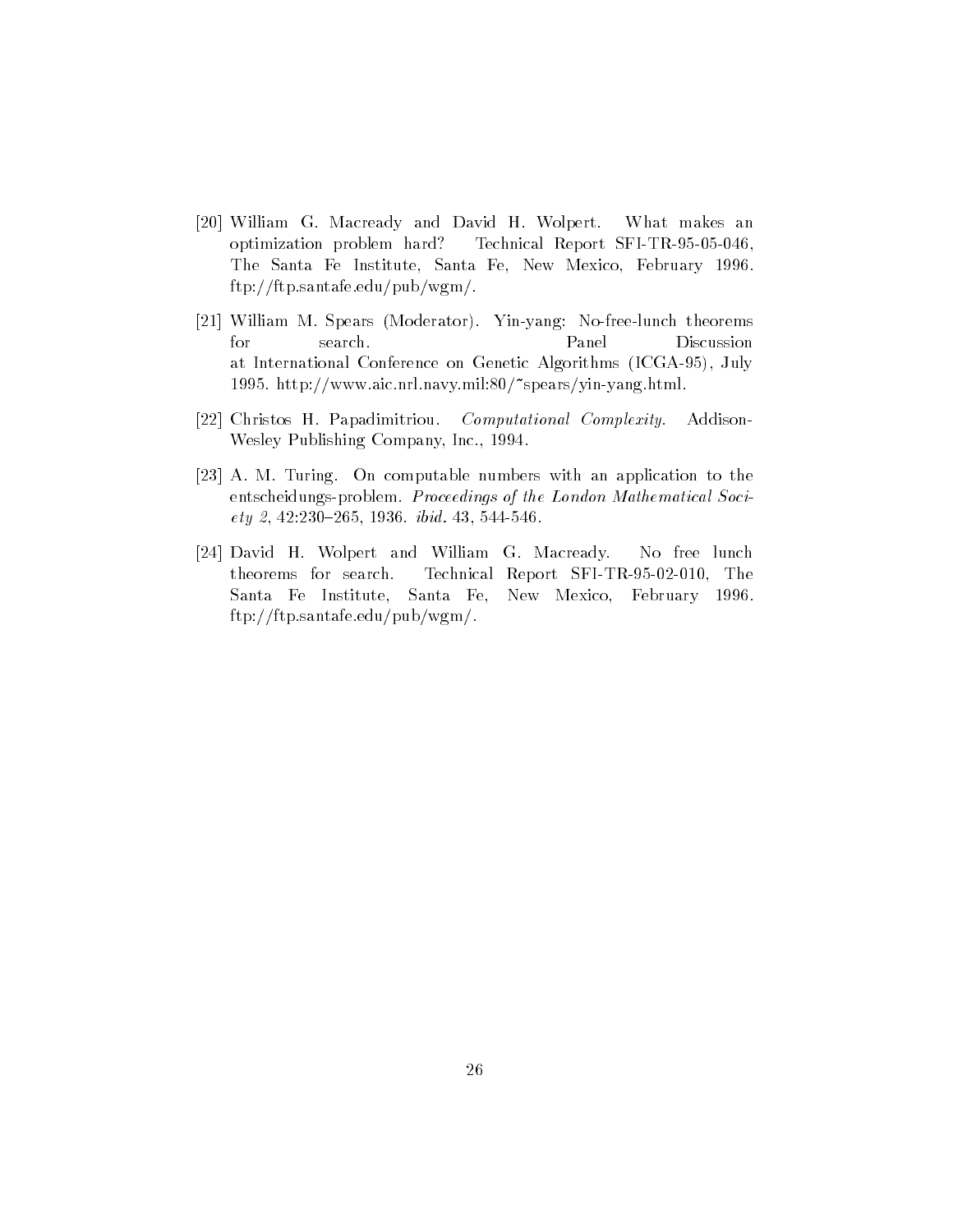[20] William G. Macready and David H. Wolpert. What makes an optimization problem hard? Technical Report SFI-TR-95-05-046, The Santa Fe Institute, Santa Fe, New Mexico, February 1996. ftp://ftp.santafe.edu/pub/wgm/.

[21] William M. Spears (Moderator). Yin-yang: No-free-lunch theorems for search. Panel Discussion at International Conference on Genetic Algorithms (ICGA-95), July 1995. http://www.aic.nrl.navy.mil:80/~spears/yin-yang.html.

[22] Christos H. Papadimitriou. *Computational Complexity*. Addison-Wesley Publishing Company, Inc., 1994.

[23] A. M. Turing. On computable numbers with an application to the entscheidungs-problem. *Proceedings of the London Mathematical Society 2*, 42:230–265, 1936. *ibid.* 43, 544-546.

[24] David H. Wolpert and William G. Macready. No free lunch theorems for search. Technical Report SFI-TR-95-02-010, The Santa Fe Institute, Santa Fe, New Mexico, February 1996. ftp://ftp.santafe.edu/pub/wgm/.